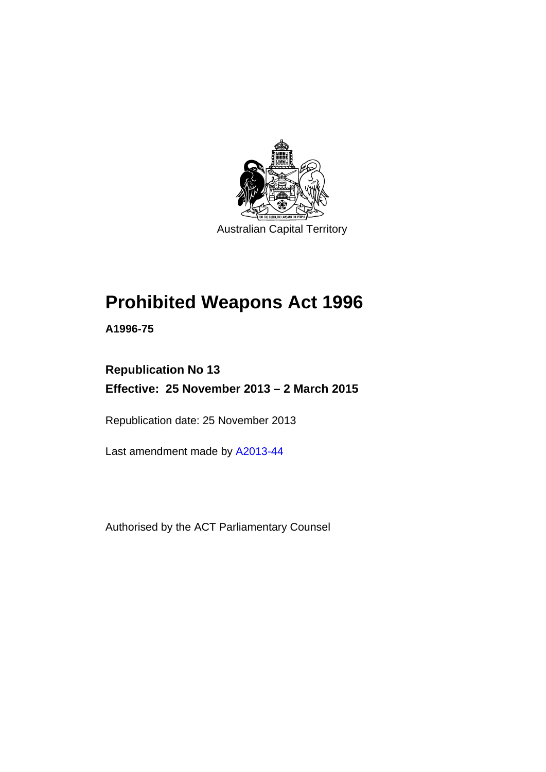Australian Capital Territory

# Prohibited Weapons Act 1996

**A1996-75**

**Republication No 13**

**Effective: 25 November 2013 – 2 March 2015**

Republication date: 25 November 2013

Last amendment made by A2013-44

Authorised by the ACT Parliamentary Counsel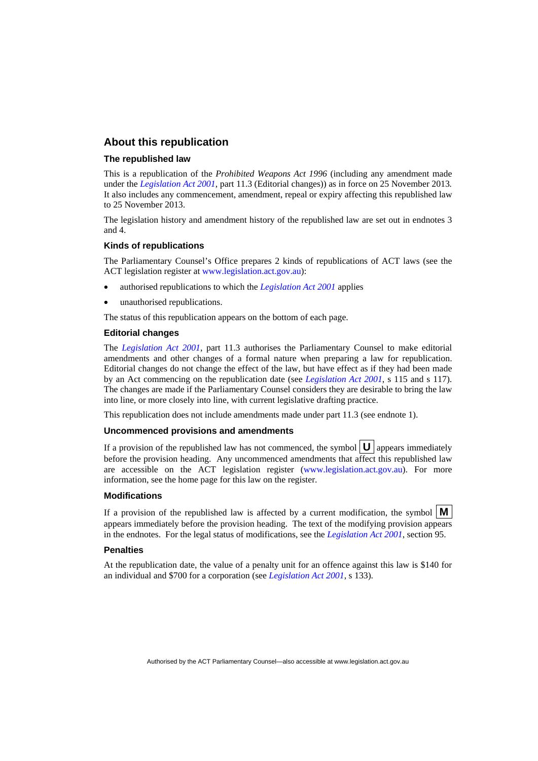## About this republication

### The republished law

This is a republication of the *Prohibited Weapons Act 1996* (including any amendment made under the *Legislation Act 2001*, part 11.3 (Editorial changes)) as in force on 25 November 2013*.* It also includes any commencement, amendment, repeal or expiry affecting this republished law to 25 November 2013.

The legislation history and amendment history of the republished law are set out in endnotes 3 and 4.

### Kinds of republications

The Parliamentary Counsel's Office prepares 2 kinds of republications of ACT laws (see the ACT legislation register at www.legislation.act.gov.au):

- authorised republications to which the *Legislation Act 2001* applies
- unauthorised republications.

The status of this republication appears on the bottom of each page.

### Editorial changes

The *Legislation Act 2001*, part 11.3 authorises the Parliamentary Counsel to make editorial amendments and other changes of a formal nature when preparing a law for republication. Editorial changes do not change the effect of the law, but have effect as if they had been made by an Act commencing on the republication date (see *Legislation Act 2001*, s 115 and s 117). The changes are made if the Parliamentary Counsel considers they are desirable to bring the law into line, or more closely into line, with current legislative drafting practice.

This republication does not include amendments made under part 11.3 (see endnote 1).

### Uncommenced provisions and amendments

If a provision of the republished law has not commenced, the symbol **U** appears immediately before the provision heading. Any uncommenced amendments that affect this republished law are accessible on the ACT legislation register (www.legislation.act.gov.au). For more information, see the home page for this law on the register.

### Modifications

If a provision of the republished law is affected by a current modification, the symbol **M** appears immediately before the provision heading. The text of the modifying provision appears in the endnotes. For the legal status of modifications, see the *Legislation Act 2001*, section 95.

### Penalties

At the republication date, the value of a penalty unit for an offence against this law is $140 for an individual and $700 for a corporation (see *Legislation Act 2001*, s 133).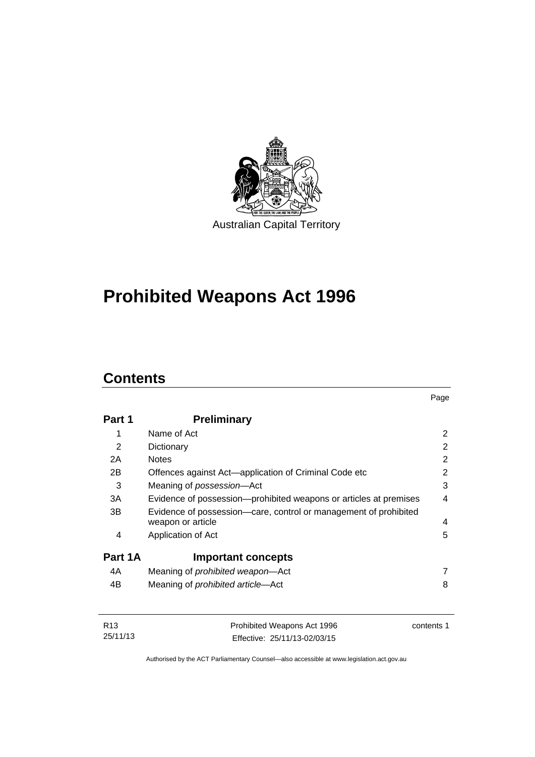Australian Capital Territory

# Prohibited Weapons Act 1996

## Contents

| | | Page |
|---|---|---|
| **Part 1** | **Preliminary** | |
| 1 | Name of Act | 2 |
| 2 | Dictionary | 2 |
| 2A | Notes | 2 |
| 2B | Offences against Act—application of Criminal Code etc | 2 |
| 3 | Meaning of *possession*—Act | 3 |
| 3A | Evidence of possession—prohibited weapons or articles at premises | 4 |
| 3B | Evidence of possession—care, control or management of prohibited weapon or article | 4 |
| 4 | Application of Act | 5 |
| **Part 1A** | **Important concepts** | |
| 4A | Meaning of *prohibited weapon*—Act | 7 |
| 4B | Meaning of *prohibited article*—Act | 8 |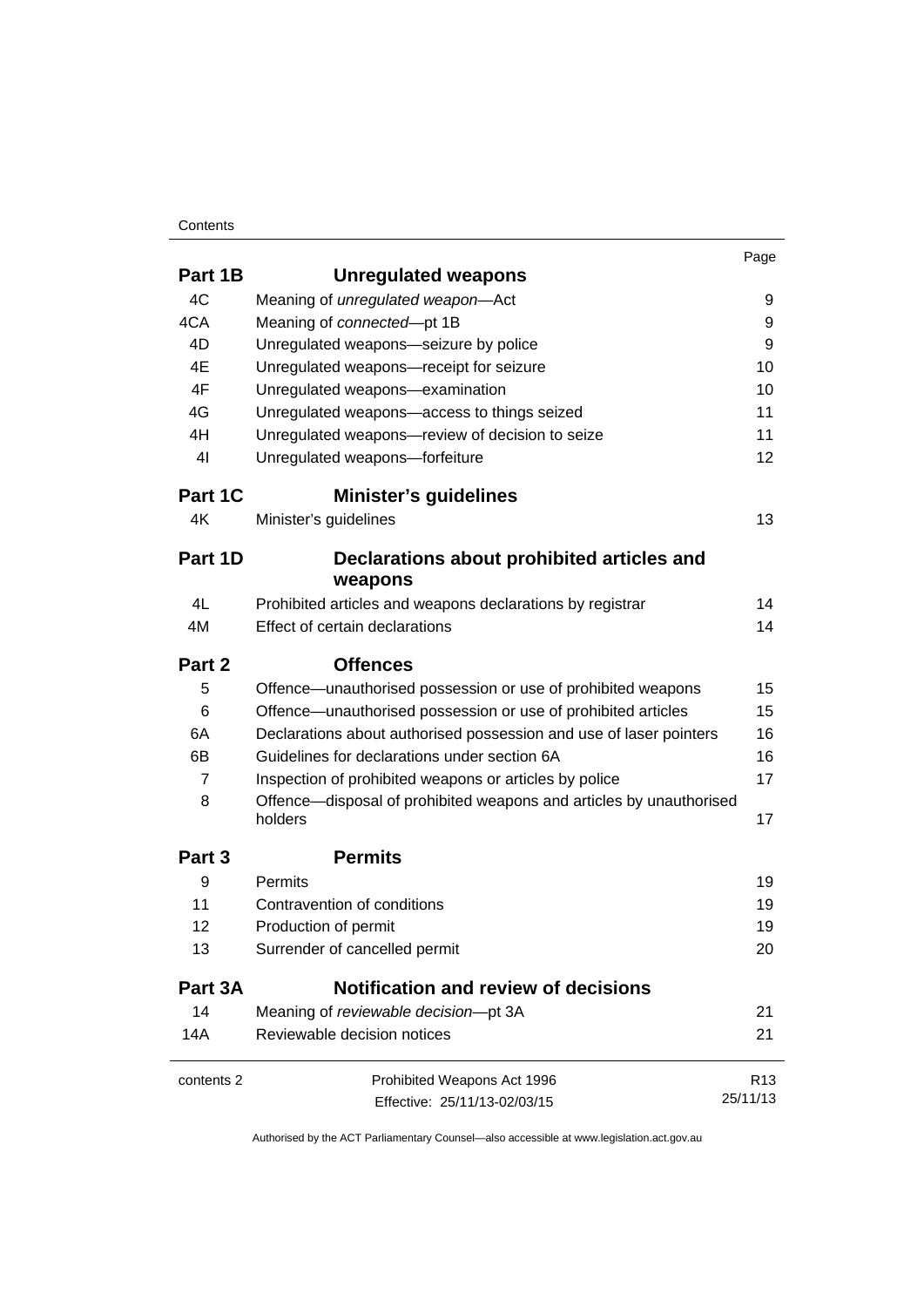| | | Page |
|---|---|---|
| **Part 1B** | **Unregulated weapons** | |
| 4C | Meaning of *unregulated weapon*—Act | 9 |
| 4CA | Meaning of *connected*—pt 1B | 9 |
| 4D | Unregulated weapons—seizure by police | 9 |
| 4E | Unregulated weapons—receipt for seizure | 10 |
| 4F | Unregulated weapons—examination | 10 |
| 4G | Unregulated weapons—access to things seized | 11 |
| 4H | Unregulated weapons—review of decision to seize | 11 |
| 4I | Unregulated weapons—forfeiture | 12 |
| **Part 1C** | **Minister's guidelines** | |
| 4K | Minister's guidelines | 13 |
| **Part 1D** | **Declarations about prohibited articles and weapons** | |
| 4L | Prohibited articles and weapons declarations by registrar | 14 |
| 4M | Effect of certain declarations | 14 |
| **Part 2** | **Offences** | |
| 5 | Offence—unauthorised possession or use of prohibited weapons | 15 |
| 6 | Offence—unauthorised possession or use of prohibited articles | 15 |
| 6A | Declarations about authorised possession and use of laser pointers | 16 |
| 6B | Guidelines for declarations under section 6A | 16 |
| 7 | Inspection of prohibited weapons or articles by police | 17 |
| 8 | Offence—disposal of prohibited weapons and articles by unauthorised holders | 17 |
| **Part 3** | **Permits** | |
| 9 | Permits | 19 |
| 11 | Contravention of conditions | 19 |
| 12 | Production of permit | 19 |
| 13 | Surrender of cancelled permit | 20 |
| **Part 3A** | **Notification and review of decisions** | |
| 14 | Meaning of *reviewable decision*—pt 3A | 21 |
| 14A | Reviewable decision notices | 21 |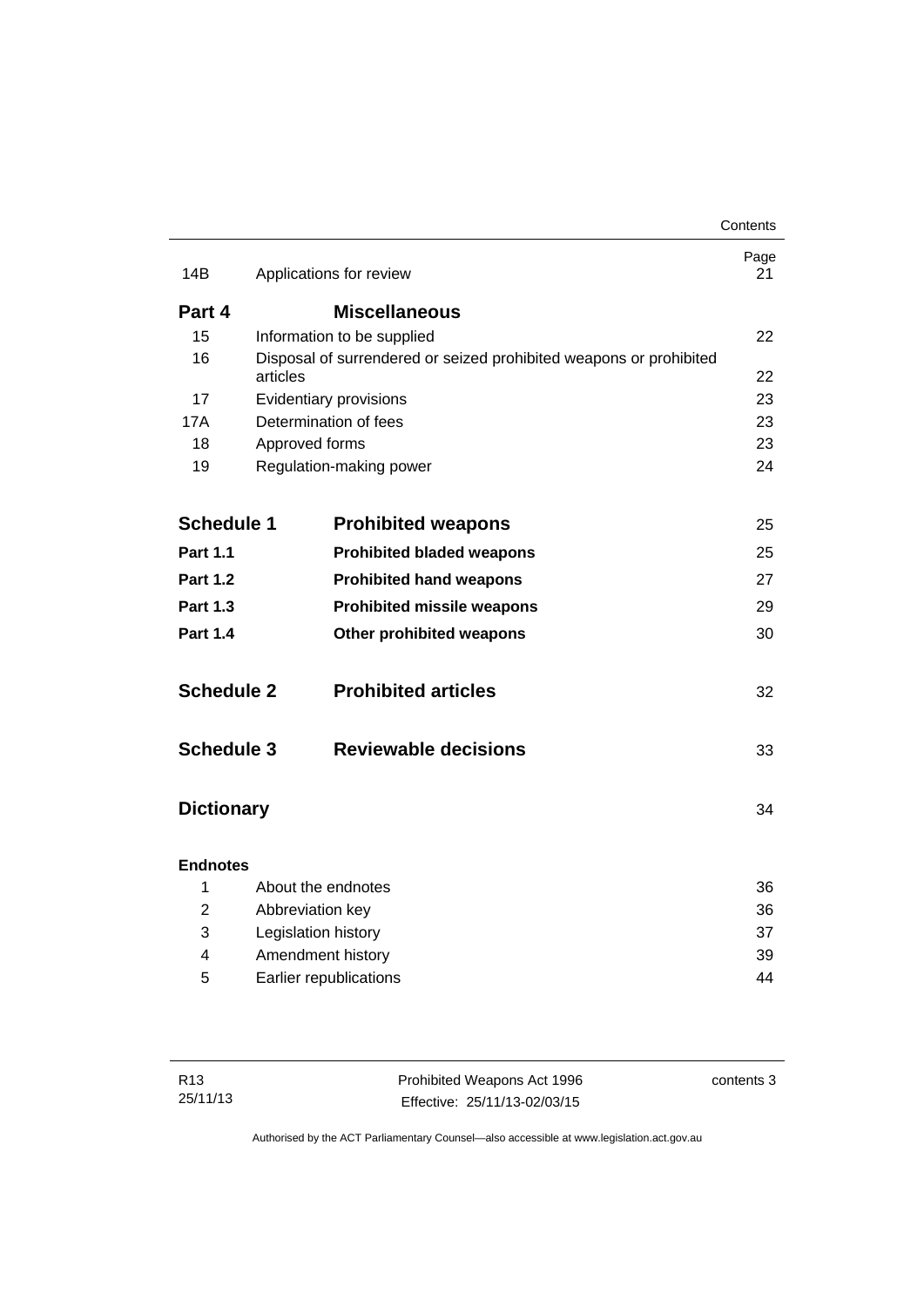| | | Page |
|---|---|---|
| 14B | Applications for review | 21 |
| **Part 4** | **Miscellaneous** | |
| 15 | Information to be supplied | 22 |
| 16 | Disposal of surrendered or seized prohibited weapons or prohibited articles | 22 |
| 17 | Evidentiary provisions | 23 |
| 17A | Determination of fees | 23 |
| 18 | Approved forms | 23 |
| 19 | Regulation-making power | 24 |
| **Schedule 1** | **Prohibited weapons** | 25 |
| **Part 1.1** | **Prohibited bladed weapons** | 25 |
| **Part 1.2** | **Prohibited hand weapons** | 27 |
| **Part 1.3** | **Prohibited missile weapons** | 29 |
| **Part 1.4** | **Other prohibited weapons** | 30 |
| **Schedule 2** | **Prohibited articles** | 32 |
| **Schedule 3** | **Reviewable decisions** | 33 |
| **Dictionary** | | 34 |
| **Endnotes** | | |
| 1 | About the endnotes | 36 |
| 2 | Abbreviation key | 36 |
| 3 | Legislation history | 37 |
| 4 | Amendment history | 39 |
| 5 | Earlier republications | 44 |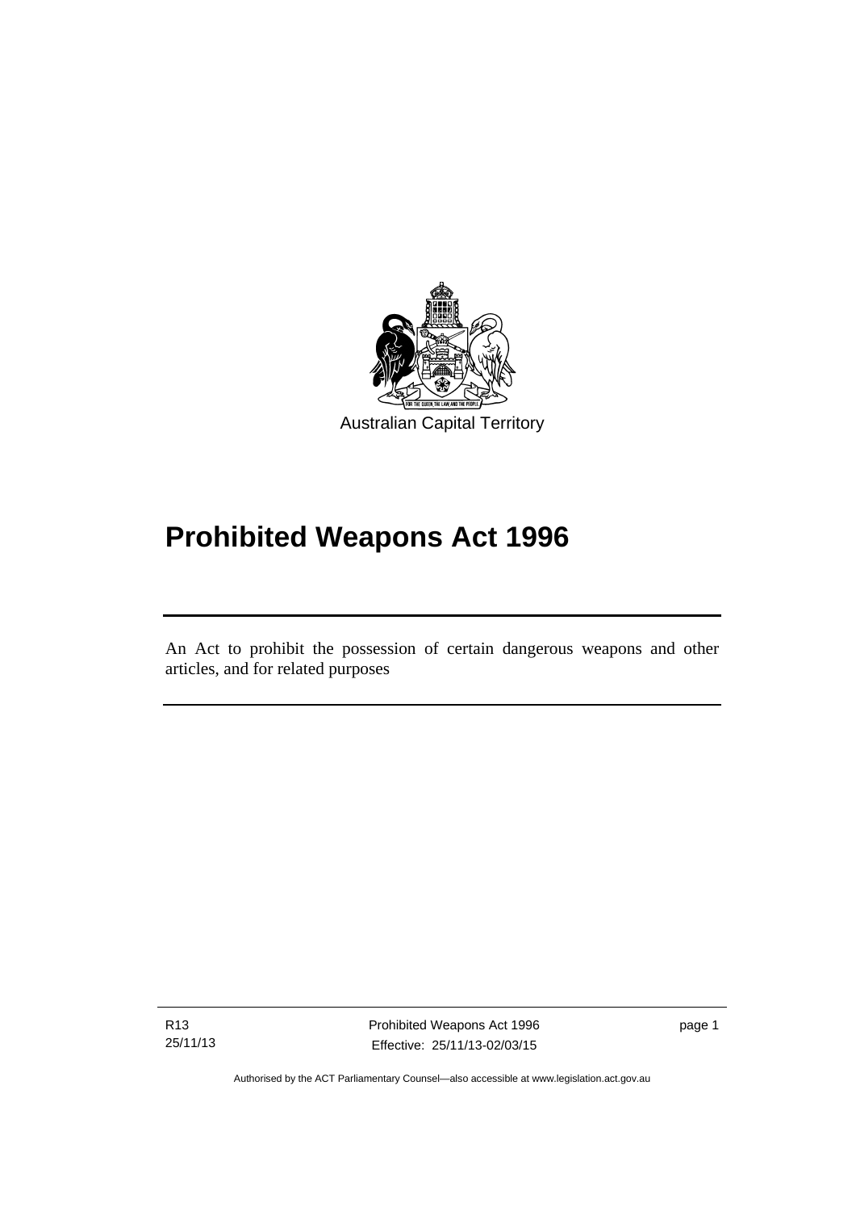Australian Capital Territory

# Prohibited Weapons Act 1996

An Act to prohibit the possession of certain dangerous weapons and other articles, and for related purposes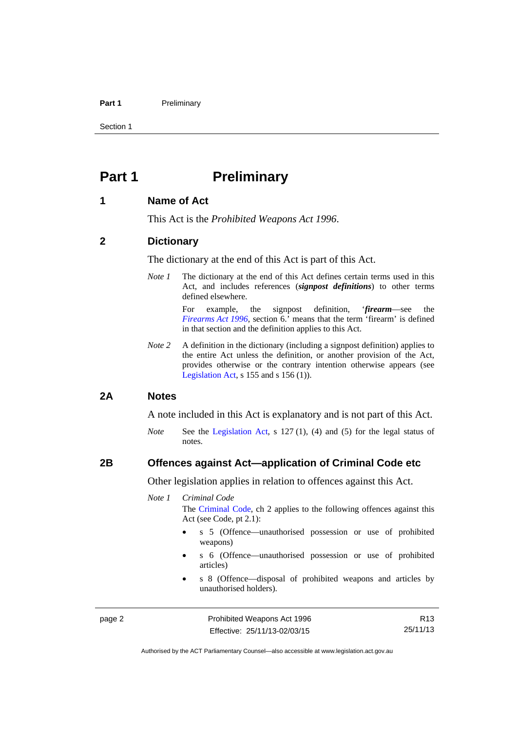# Part 1 Preliminary

## 1 Name of Act

This Act is the *Prohibited Weapons Act 1996*.

## 2 Dictionary

The dictionary at the end of this Act is part of this Act.

*Note 1* The dictionary at the end of this Act defines certain terms used in this Act, and includes references (***signpost definitions***) to other terms defined elsewhere.

For example, the signpost definition, '***firearm***—see the *Firearms Act 1996*, section 6.' means that the term 'firearm' is defined in that section and the definition applies to this Act.

*Note 2* A definition in the dictionary (including a signpost definition) applies to the entire Act unless the definition, or another provision of the Act, provides otherwise or the contrary intention otherwise appears (see Legislation Act, s 155 and s 156 (1)).

## 2A Notes

A note included in this Act is explanatory and is not part of this Act.

*Note* See the Legislation Act, s 127 (1), (4) and (5) for the legal status of notes.

## 2B Offences against Act—application of Criminal Code etc

Other legislation applies in relation to offences against this Act.

*Note 1* *Criminal Code*

The Criminal Code, ch 2 applies to the following offences against this Act (see Code, pt 2.1):

- s 5 (Offence—unauthorised possession or use of prohibited weapons)
- s 6 (Offence—unauthorised possession or use of prohibited articles)
- s 8 (Offence—disposal of prohibited weapons and articles by unauthorised holders).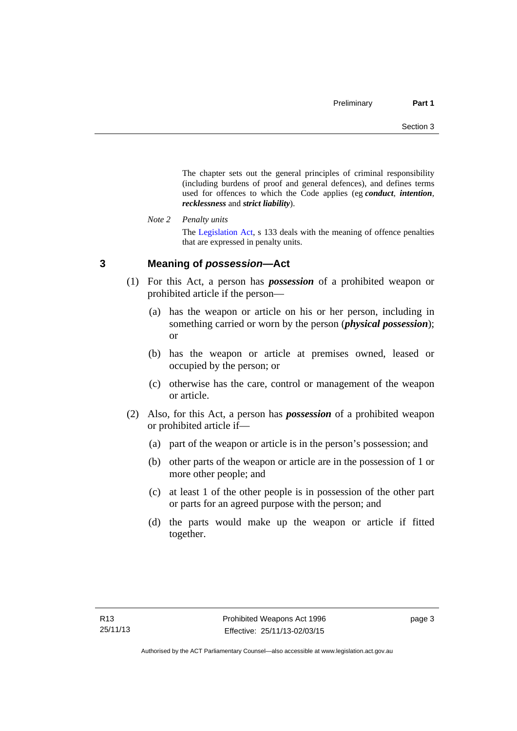The chapter sets out the general principles of criminal responsibility (including burdens of proof and general defences), and defines terms used for offences to which the Code applies (eg ***conduct***, ***intention***, ***recklessness*** and ***strict liability***).

*Note 2* *Penalty units*

The Legislation Act, s 133 deals with the meaning of offence penalties that are expressed in penalty units.

## 3 Meaning of *possession*—Act

(1) For this Act, a person has ***possession*** of a prohibited weapon or prohibited article if the person—

(a) has the weapon or article on his or her person, including in something carried or worn by the person (***physical possession***); or

(b) has the weapon or article at premises owned, leased or occupied by the person; or

(c) otherwise has the care, control or management of the weapon or article.

(2) Also, for this Act, a person has ***possession*** of a prohibited weapon or prohibited article if—

(a) part of the weapon or article is in the person's possession; and

(b) other parts of the weapon or article are in the possession of 1 or more other people; and

(c) at least 1 of the other people is in possession of the other part or parts for an agreed purpose with the person; and

(d) the parts would make up the weapon or article if fitted together.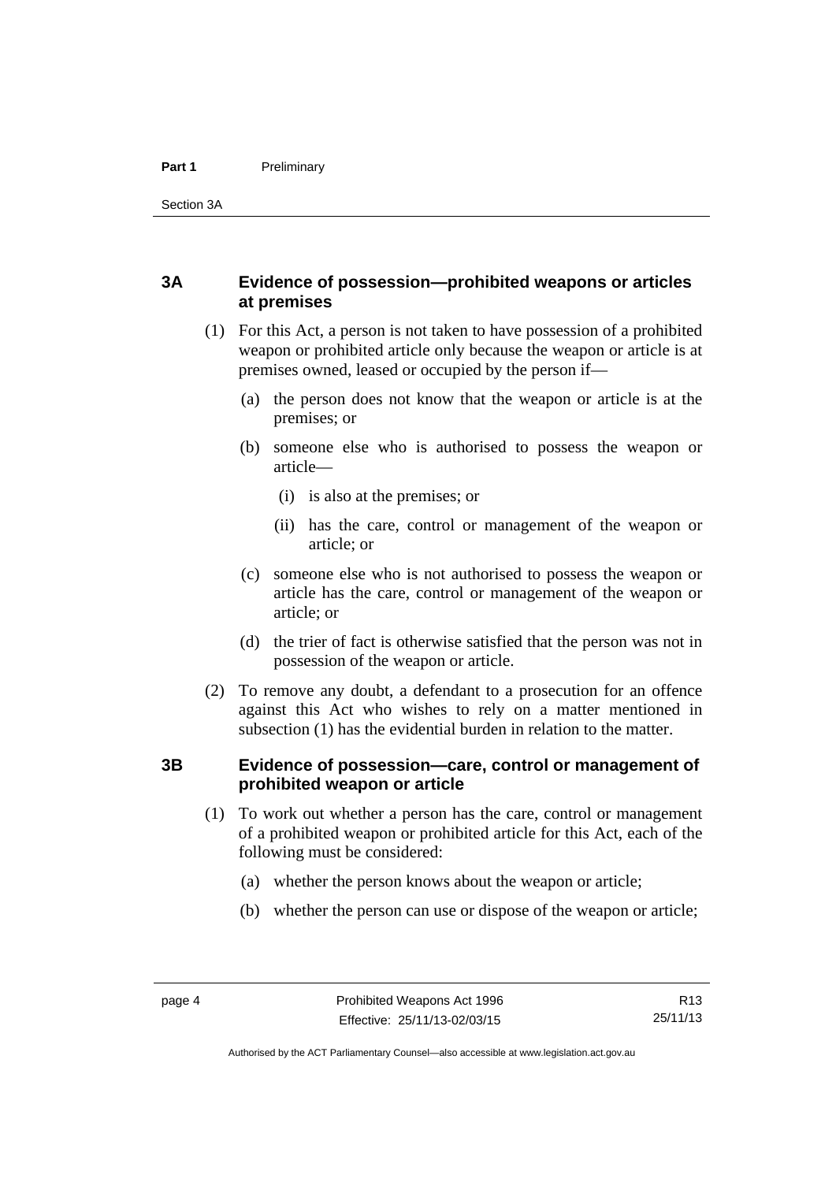## 3A Evidence of possession—prohibited weapons or articles at premises

(1) For this Act, a person is not taken to have possession of a prohibited weapon or prohibited article only because the weapon or article is at premises owned, leased or occupied by the person if—

(a) the person does not know that the weapon or article is at the premises; or

(b) someone else who is authorised to possess the weapon or article—

(i) is also at the premises; or

(ii) has the care, control or management of the weapon or article; or

(c) someone else who is not authorised to possess the weapon or article has the care, control or management of the weapon or article; or

(d) the trier of fact is otherwise satisfied that the person was not in possession of the weapon or article.

(2) To remove any doubt, a defendant to a prosecution for an offence against this Act who wishes to rely on a matter mentioned in subsection (1) has the evidential burden in relation to the matter.

## 3B Evidence of possession—care, control or management of prohibited weapon or article

(1) To work out whether a person has the care, control or management of a prohibited weapon or prohibited article for this Act, each of the following must be considered:

(a) whether the person knows about the weapon or article;

(b) whether the person can use or dispose of the weapon or article;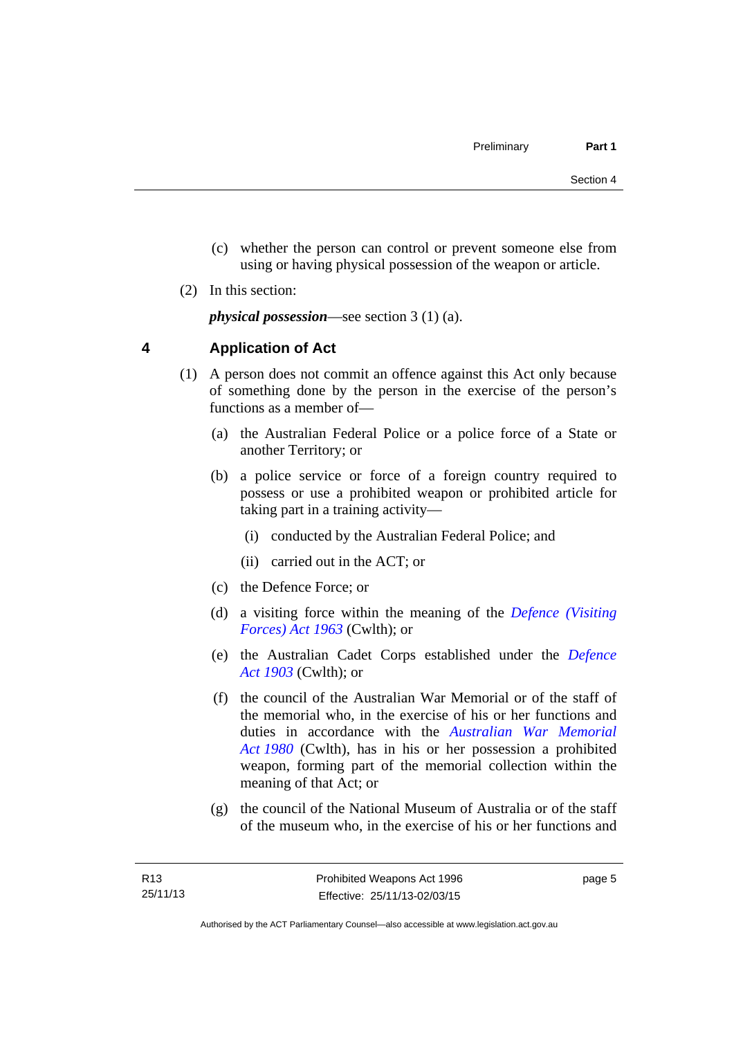(c) whether the person can control or prevent someone else from using or having physical possession of the weapon or article.

(2) In this section:

***physical possession***—see section 3 (1) (a).

## 4 Application of Act

(1) A person does not commit an offence against this Act only because of something done by the person in the exercise of the person's functions as a member of—

(a) the Australian Federal Police or a police force of a State or another Territory; or

(b) a police service or force of a foreign country required to possess or use a prohibited weapon or prohibited article for taking part in a training activity—

(i) conducted by the Australian Federal Police; and

(ii) carried out in the ACT; or

(c) the Defence Force; or

(d) a visiting force within the meaning of the *Defence (Visiting Forces) Act 1963* (Cwlth); or

(e) the Australian Cadet Corps established under the *Defence Act 1903* (Cwlth); or

(f) the council of the Australian War Memorial or of the staff of the memorial who, in the exercise of his or her functions and duties in accordance with the *Australian War Memorial Act 1980* (Cwlth), has in his or her possession a prohibited weapon, forming part of the memorial collection within the meaning of that Act; or

(g) the council of the National Museum of Australia or of the staff of the museum who, in the exercise of his or her functions and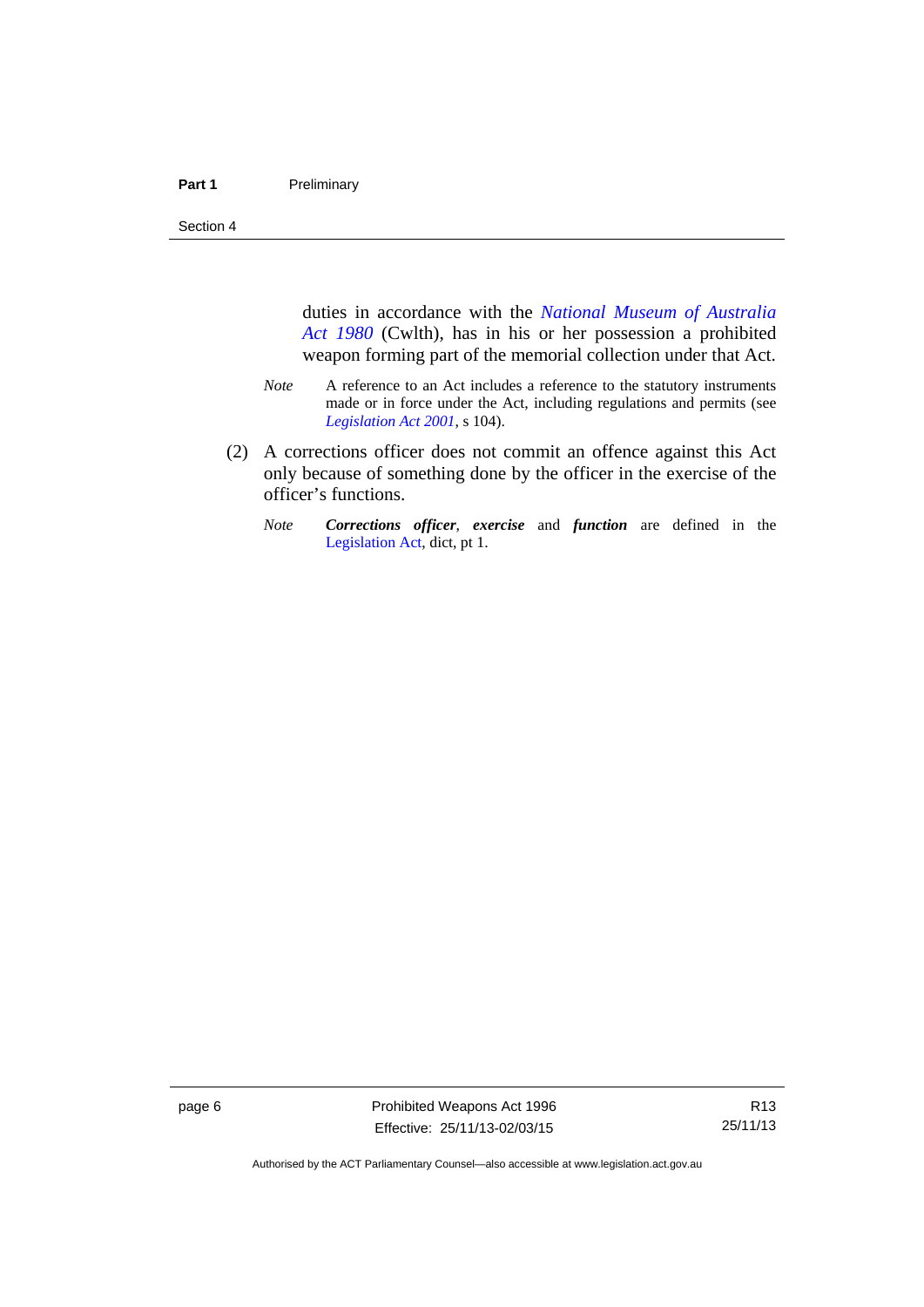duties in accordance with the *National Museum of Australia Act 1980* (Cwlth), has in his or her possession a prohibited weapon forming part of the memorial collection under that Act.

*Note* A reference to an Act includes a reference to the statutory instruments made or in force under the Act, including regulations and permits (see *Legislation Act 2001*, s 104).

(2) A corrections officer does not commit an offence against this Act only because of something done by the officer in the exercise of the officer's functions.

*Note* ***Corrections officer***, ***exercise*** and ***function*** are defined in the Legislation Act, dict, pt 1.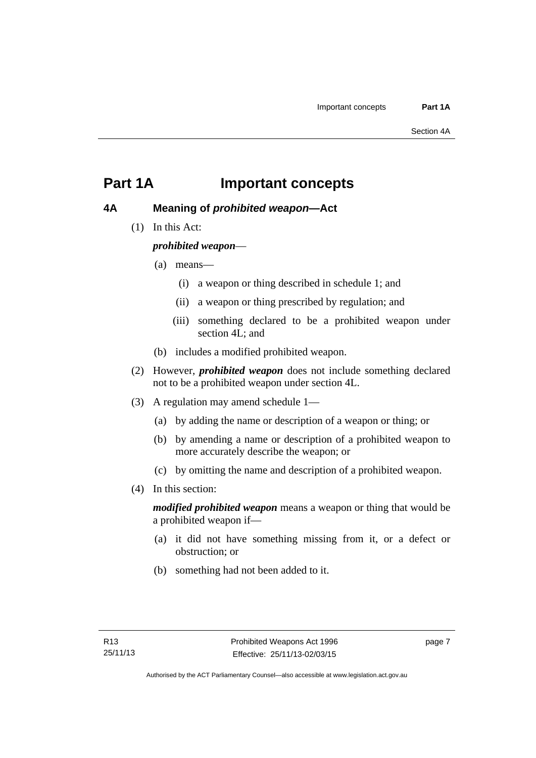# Part 1A Important concepts

## 4A Meaning of *prohibited weapon*—Act

(1) In this Act:

***prohibited weapon***—

(a) means—

(i) a weapon or thing described in schedule 1; and

(ii) a weapon or thing prescribed by regulation; and

(iii) something declared to be a prohibited weapon under section 4L; and

(b) includes a modified prohibited weapon.

(2) However, ***prohibited weapon*** does not include something declared not to be a prohibited weapon under section 4L.

(3) A regulation may amend schedule 1—

(a) by adding the name or description of a weapon or thing; or

(b) by amending a name or description of a prohibited weapon to more accurately describe the weapon; or

(c) by omitting the name and description of a prohibited weapon.

(4) In this section:

***modified prohibited weapon*** means a weapon or thing that would be a prohibited weapon if—

(a) it did not have something missing from it, or a defect or obstruction; or

(b) something had not been added to it.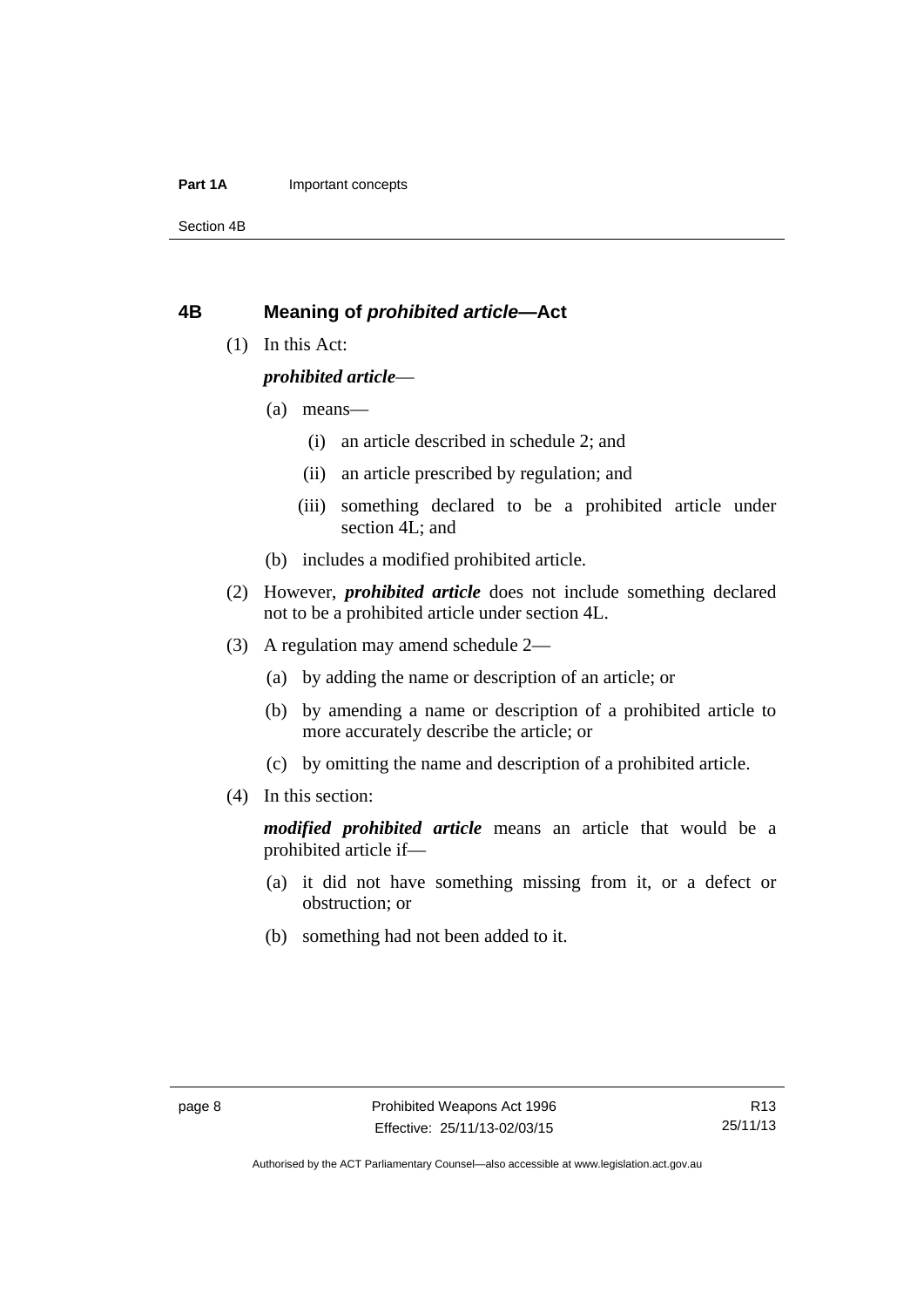## 4B Meaning of *prohibited article*—Act

(1) In this Act:

***prohibited article***—

(a) means—

(i) an article described in schedule 2; and

(ii) an article prescribed by regulation; and

(iii) something declared to be a prohibited article under section 4L; and

(b) includes a modified prohibited article.

(2) However, ***prohibited article*** does not include something declared not to be a prohibited article under section 4L.

(3) A regulation may amend schedule 2—

(a) by adding the name or description of an article; or

(b) by amending a name or description of a prohibited article to more accurately describe the article; or

(c) by omitting the name and description of a prohibited article.

(4) In this section:

***modified prohibited article*** means an article that would be a prohibited article if—

(a) it did not have something missing from it, or a defect or obstruction; or

(b) something had not been added to it.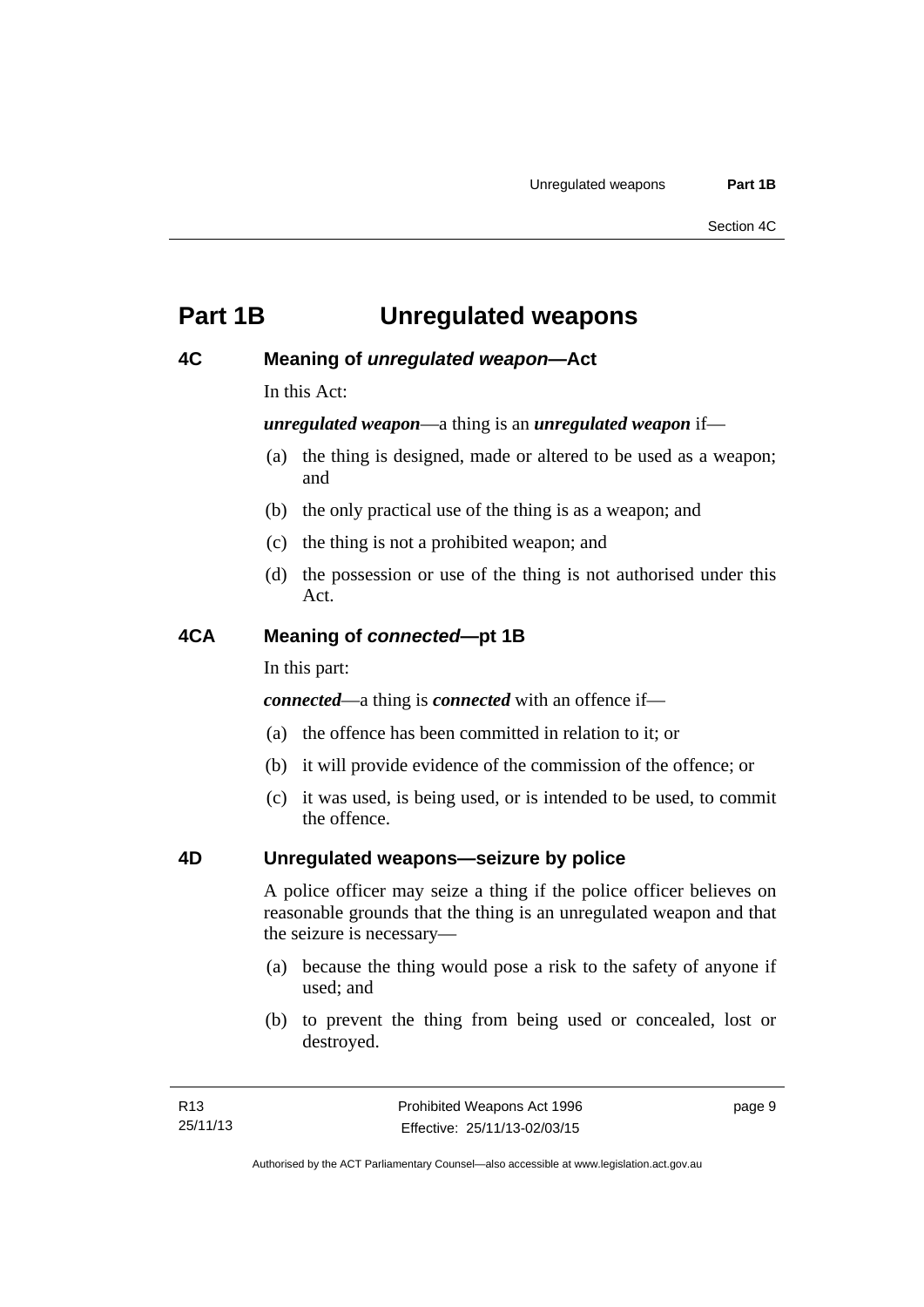# Part 1B Unregulated weapons

## 4C Meaning of *unregulated weapon*—Act

In this Act:

***unregulated weapon***—a thing is an ***unregulated weapon*** if—

(a) the thing is designed, made or altered to be used as a weapon; and

(b) the only practical use of the thing is as a weapon; and

(c) the thing is not a prohibited weapon; and

(d) the possession or use of the thing is not authorised under this Act.

## 4CA Meaning of *connected*—pt 1B

In this part:

***connected***—a thing is ***connected*** with an offence if—

(a) the offence has been committed in relation to it; or

(b) it will provide evidence of the commission of the offence; or

(c) it was used, is being used, or is intended to be used, to commit the offence.

## 4D Unregulated weapons—seizure by police

A police officer may seize a thing if the police officer believes on reasonable grounds that the thing is an unregulated weapon and that the seizure is necessary—

(a) because the thing would pose a risk to the safety of anyone if used; and

(b) to prevent the thing from being used or concealed, lost or destroyed.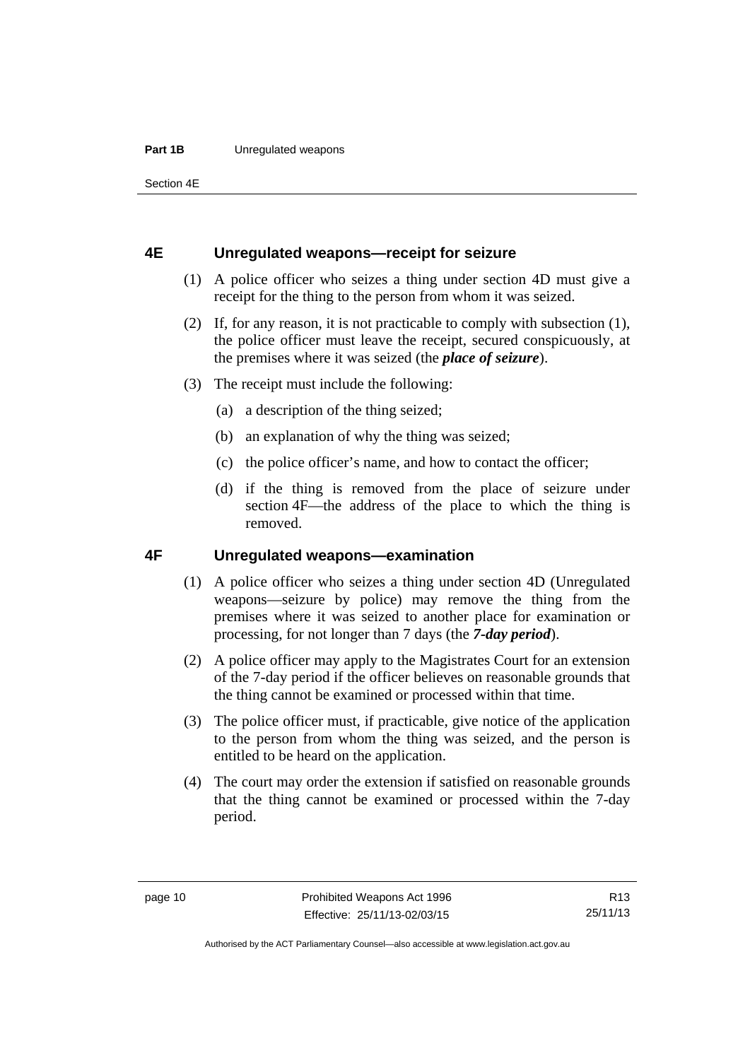### 4E Unregulated weapons—receipt for seizure

(1) A police officer who seizes a thing under section 4D must give a receipt for the thing to the person from whom it was seized.

(2) If, for any reason, it is not practicable to comply with subsection (1), the police officer must leave the receipt, secured conspicuously, at the premises where it was seized (the ***place of seizure***).

(3) The receipt must include the following:

(a) a description of the thing seized;

(b) an explanation of why the thing was seized;

(c) the police officer's name, and how to contact the officer;

(d) if the thing is removed from the place of seizure under section 4F—the address of the place to which the thing is removed.

### 4F Unregulated weapons—examination

(1) A police officer who seizes a thing under section 4D (Unregulated weapons—seizure by police) may remove the thing from the premises where it was seized to another place for examination or processing, for not longer than 7 days (the ***7-day period***).

(2) A police officer may apply to the Magistrates Court for an extension of the 7-day period if the officer believes on reasonable grounds that the thing cannot be examined or processed within that time.

(3) The police officer must, if practicable, give notice of the application to the person from whom the thing was seized, and the person is entitled to be heard on the application.

(4) The court may order the extension if satisfied on reasonable grounds that the thing cannot be examined or processed within the 7-day period.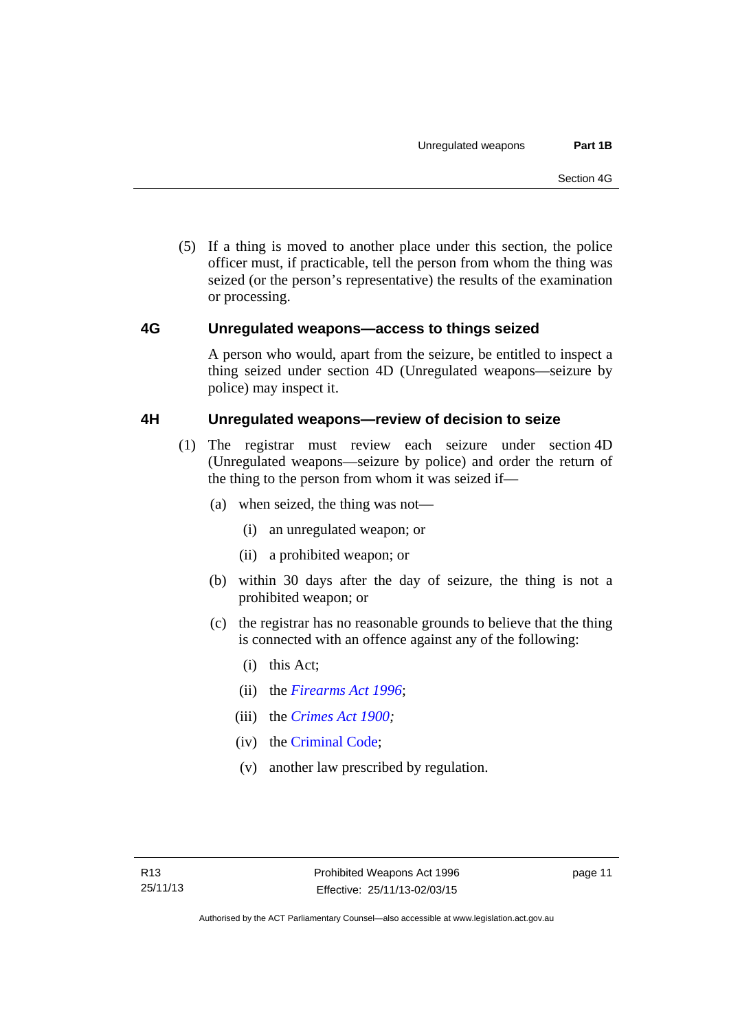(5) If a thing is moved to another place under this section, the police officer must, if practicable, tell the person from whom the thing was seized (or the person's representative) the results of the examination or processing.

## 4G Unregulated weapons—access to things seized

A person who would, apart from the seizure, be entitled to inspect a thing seized under section 4D (Unregulated weapons—seizure by police) may inspect it.

## 4H Unregulated weapons—review of decision to seize

(1) The registrar must review each seizure under section 4D (Unregulated weapons—seizure by police) and order the return of the thing to the person from whom it was seized if—

(a) when seized, the thing was not—

(i) an unregulated weapon; or

(ii) a prohibited weapon; or

(b) within 30 days after the day of seizure, the thing is not a prohibited weapon; or

(c) the registrar has no reasonable grounds to believe that the thing is connected with an offence against any of the following:

(i) this Act;

(ii) the *Firearms Act 1996*;

(iii) the *Crimes Act 1900;*

(iv) the Criminal Code;

(v) another law prescribed by regulation.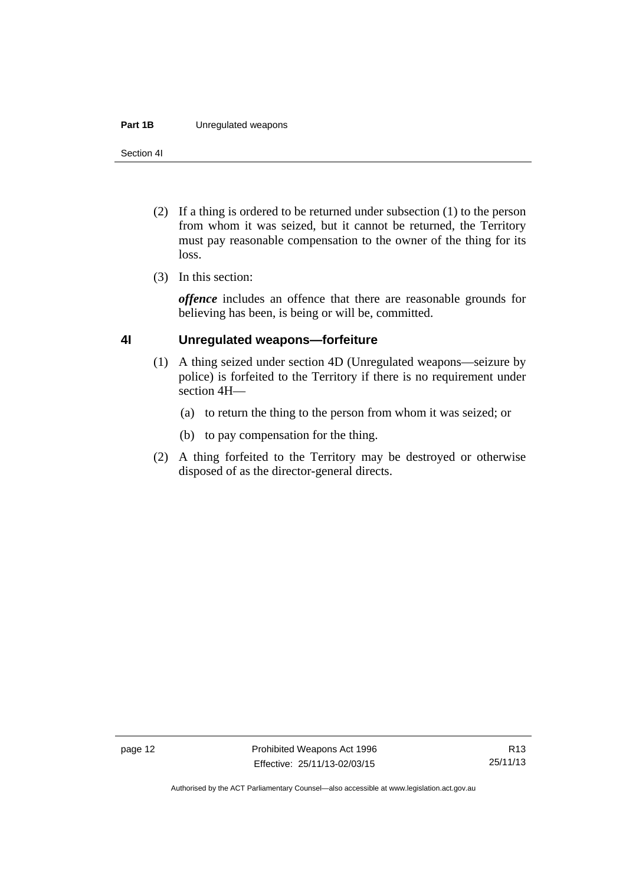(2) If a thing is ordered to be returned under subsection (1) to the person from whom it was seized, but it cannot be returned, the Territory must pay reasonable compensation to the owner of the thing for its loss.

(3) In this section:

***offence*** includes an offence that there are reasonable grounds for believing has been, is being or will be, committed.

## 4I Unregulated weapons—forfeiture

(1) A thing seized under section 4D (Unregulated weapons—seizure by police) is forfeited to the Territory if there is no requirement under section 4H—

(a) to return the thing to the person from whom it was seized; or

(b) to pay compensation for the thing.

(2) A thing forfeited to the Territory may be destroyed or otherwise disposed of as the director-general directs.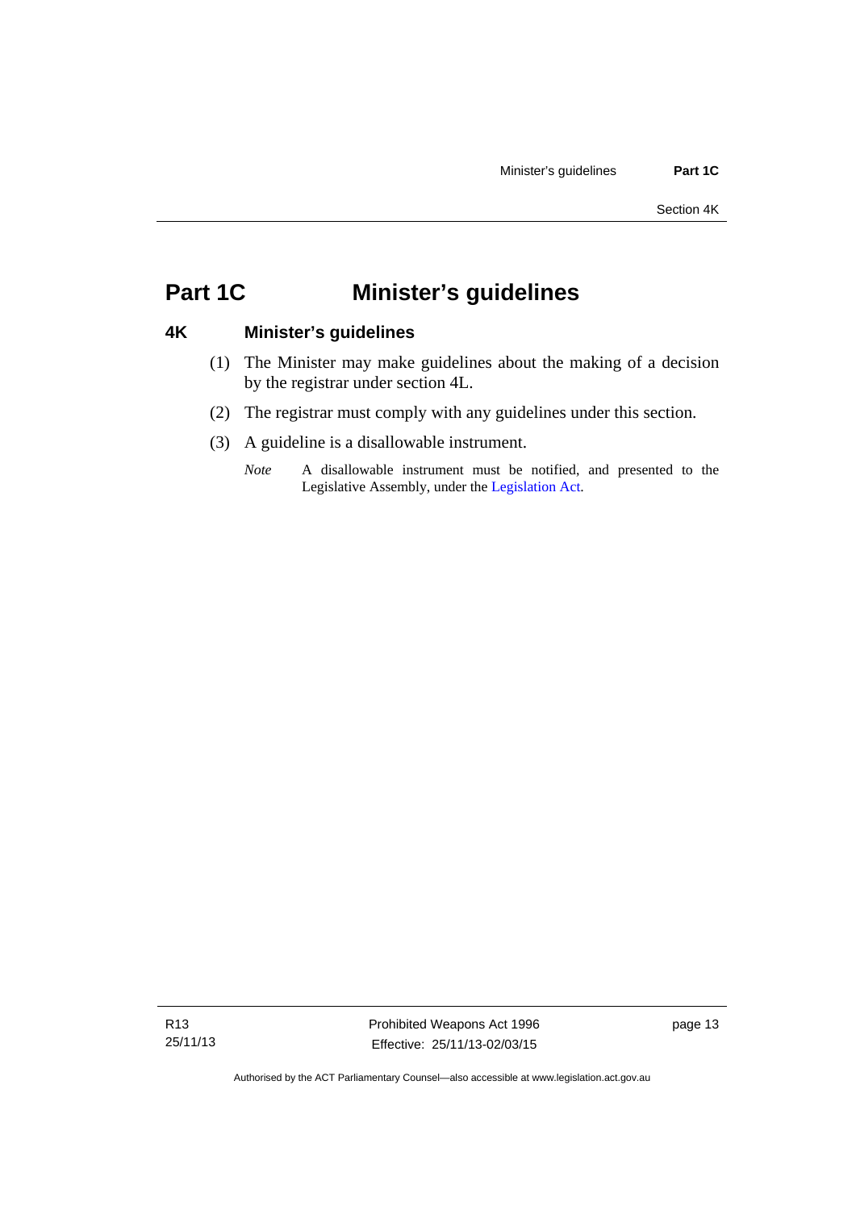# Part 1C Minister's guidelines

## 4K Minister's guidelines

(1) The Minister may make guidelines about the making of a decision by the registrar under section 4L.

(2) The registrar must comply with any guidelines under this section.

(3) A guideline is a disallowable instrument.

*Note* A disallowable instrument must be notified, and presented to the Legislative Assembly, under the Legislation Act.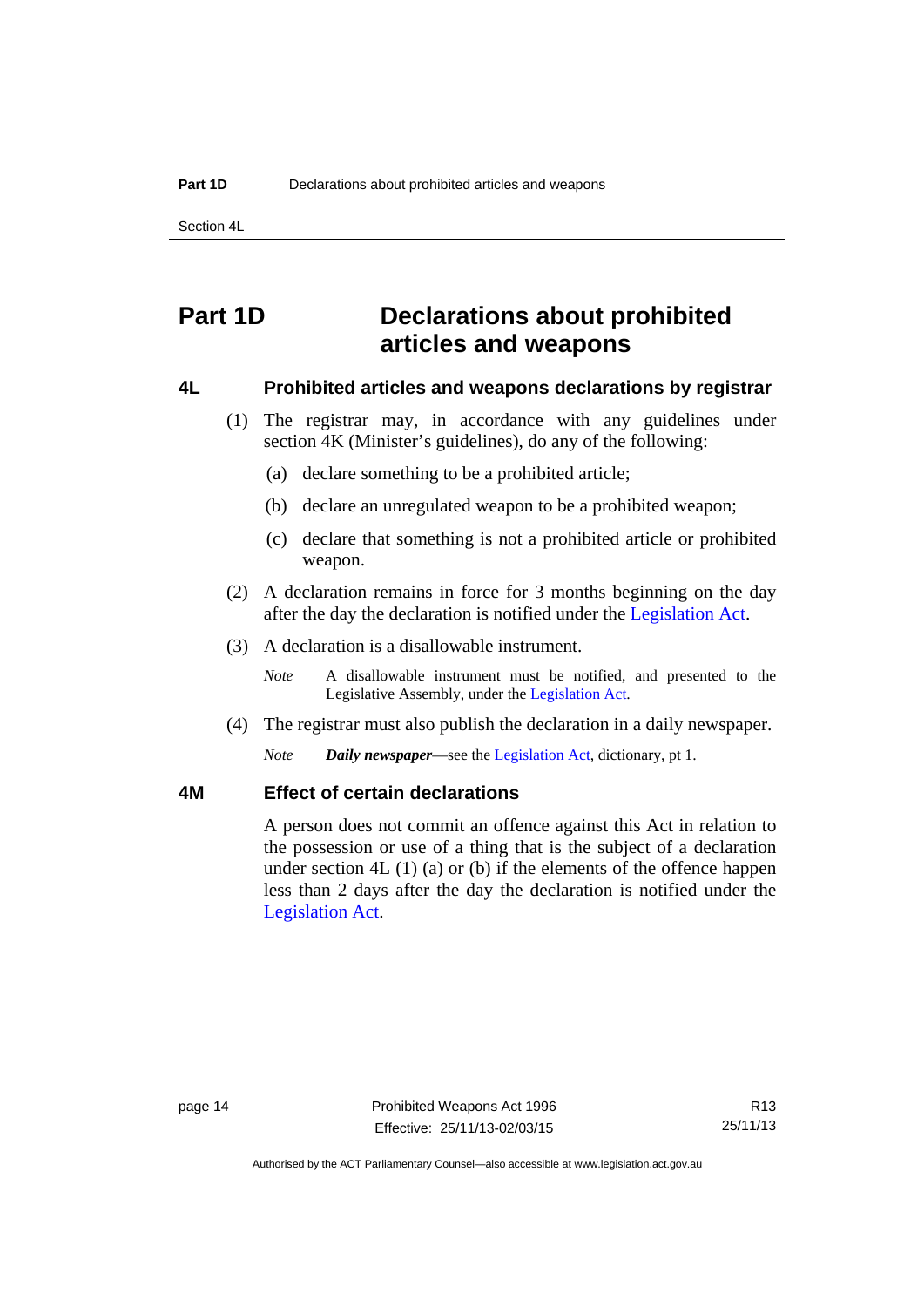# Part 1D Declarations about prohibited articles and weapons

## 4L Prohibited articles and weapons declarations by registrar

(1) The registrar may, in accordance with any guidelines under section 4K (Minister's guidelines), do any of the following:

(a) declare something to be a prohibited article;

(b) declare an unregulated weapon to be a prohibited weapon;

(c) declare that something is not a prohibited article or prohibited weapon.

(2) A declaration remains in force for 3 months beginning on the day after the day the declaration is notified under the Legislation Act.

(3) A declaration is a disallowable instrument.

*Note* A disallowable instrument must be notified, and presented to the Legislative Assembly, under the Legislation Act.

(4) The registrar must also publish the declaration in a daily newspaper.

*Note* ***Daily newspaper***—see the Legislation Act, dictionary, pt 1.

## 4M Effect of certain declarations

A person does not commit an offence against this Act in relation to the possession or use of a thing that is the subject of a declaration under section 4L (1) (a) or (b) if the elements of the offence happen less than 2 days after the day the declaration is notified under the Legislation Act.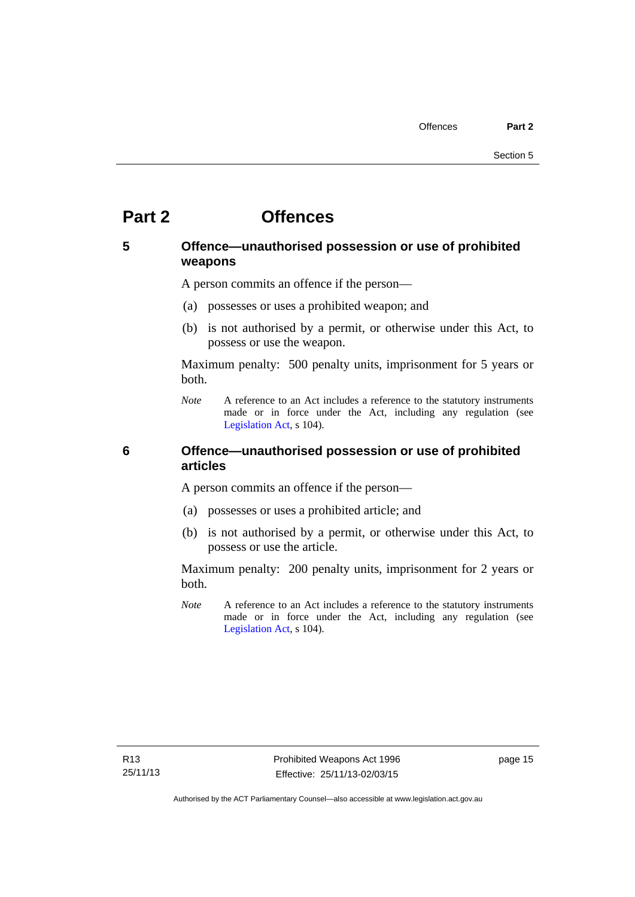# Part 2 Offences

## 5 Offence—unauthorised possession or use of prohibited weapons

A person commits an offence if the person—

(a) possesses or uses a prohibited weapon; and

(b) is not authorised by a permit, or otherwise under this Act, to possess or use the weapon.

Maximum penalty: 500 penalty units, imprisonment for 5 years or both.

*Note* A reference to an Act includes a reference to the statutory instruments made or in force under the Act, including any regulation (see Legislation Act, s 104).

## 6 Offence—unauthorised possession or use of prohibited articles

A person commits an offence if the person—

(a) possesses or uses a prohibited article; and

(b) is not authorised by a permit, or otherwise under this Act, to possess or use the article.

Maximum penalty: 200 penalty units, imprisonment for 2 years or both.

*Note* A reference to an Act includes a reference to the statutory instruments made or in force under the Act, including any regulation (see Legislation Act, s 104).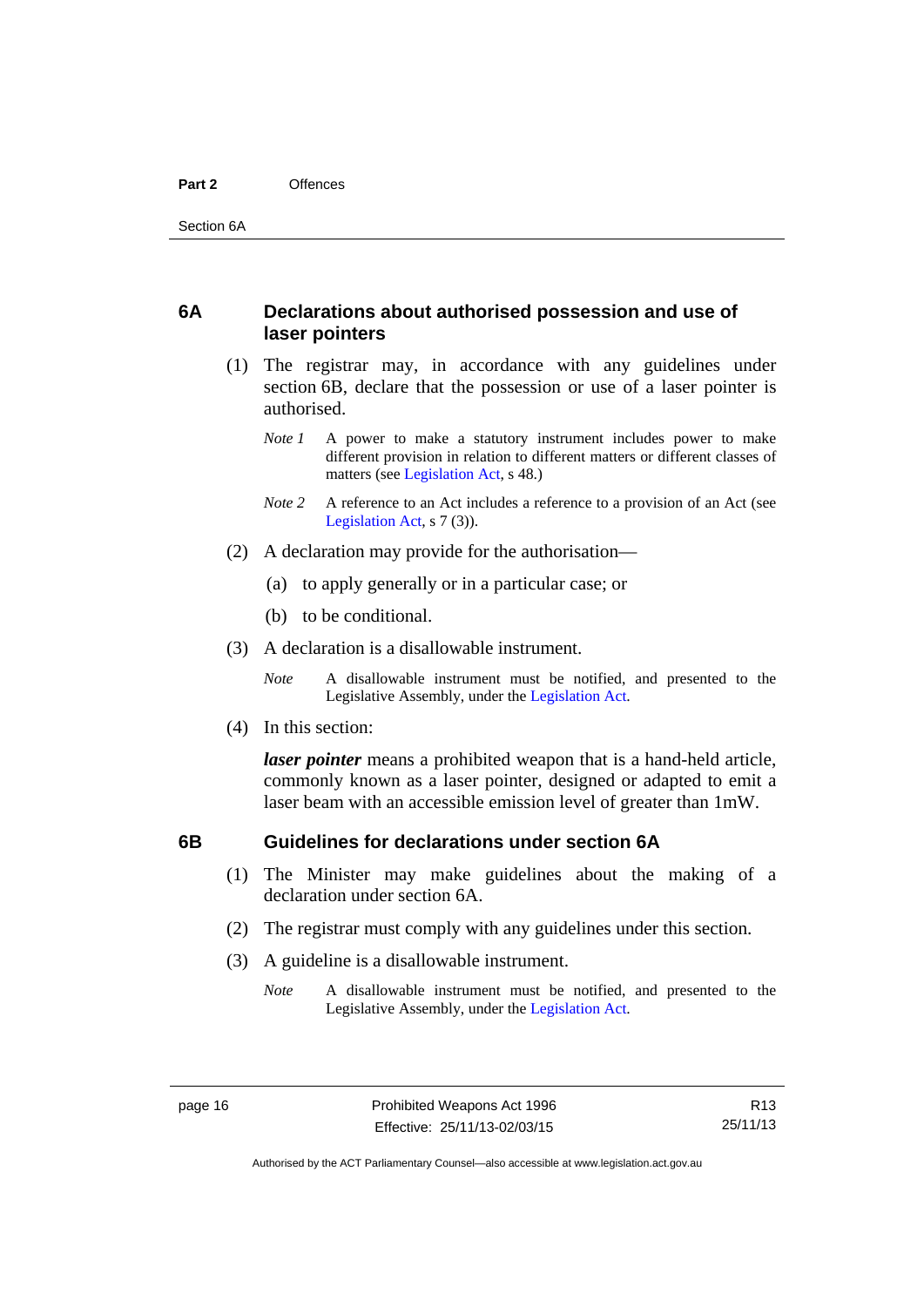## 6A Declarations about authorised possession and use of laser pointers

(1) The registrar may, in accordance with any guidelines under section 6B, declare that the possession or use of a laser pointer is authorised.

*Note 1* A power to make a statutory instrument includes power to make different provision in relation to different matters or different classes of matters (see Legislation Act, s 48.)

*Note 2* A reference to an Act includes a reference to a provision of an Act (see Legislation Act, s 7 (3)).

(2) A declaration may provide for the authorisation—

(a) to apply generally or in a particular case; or

(b) to be conditional.

(3) A declaration is a disallowable instrument.

*Note* A disallowable instrument must be notified, and presented to the Legislative Assembly, under the Legislation Act.

(4) In this section:

***laser pointer*** means a prohibited weapon that is a hand-held article, commonly known as a laser pointer, designed or adapted to emit a laser beam with an accessible emission level of greater than 1mW.

## 6B Guidelines for declarations under section 6A

(1) The Minister may make guidelines about the making of a declaration under section 6A.

(2) The registrar must comply with any guidelines under this section.

(3) A guideline is a disallowable instrument.

*Note* A disallowable instrument must be notified, and presented to the Legislative Assembly, under the Legislation Act.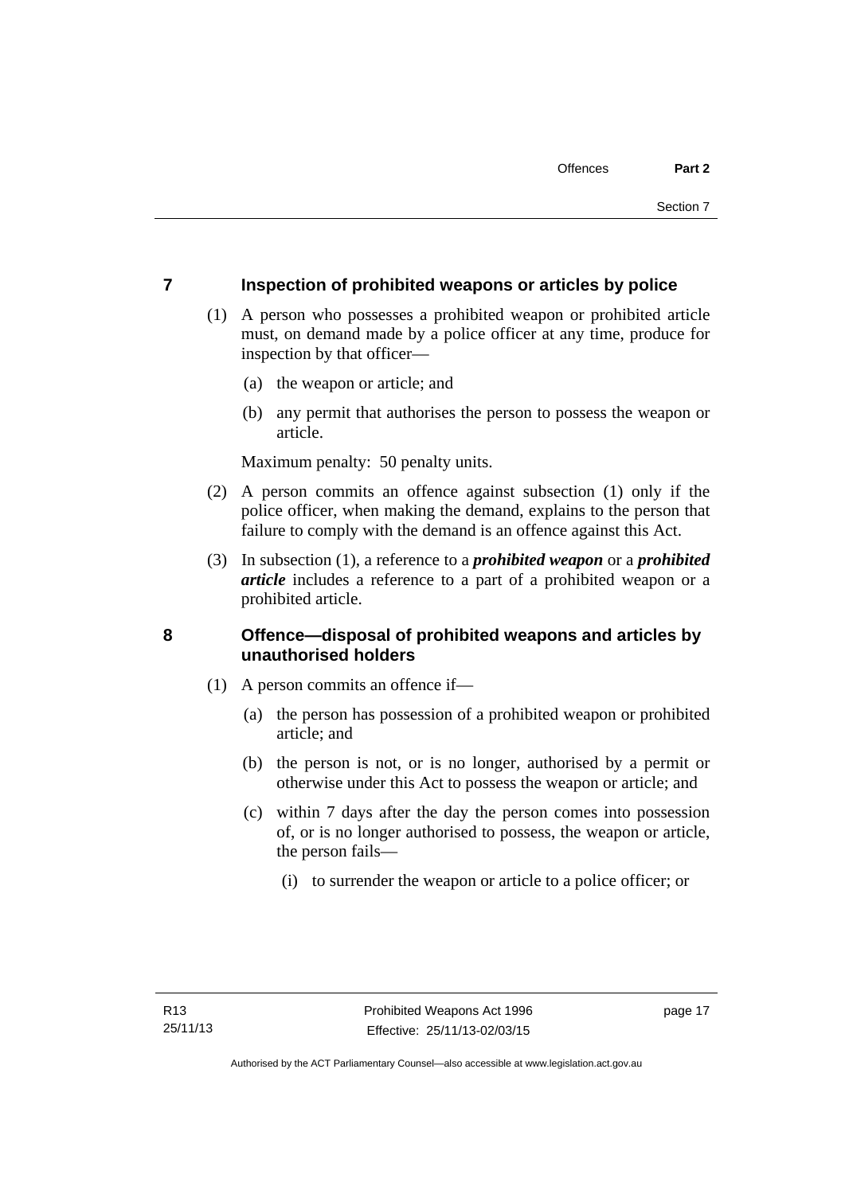## 7 Inspection of prohibited weapons or articles by police

(1) A person who possesses a prohibited weapon or prohibited article must, on demand made by a police officer at any time, produce for inspection by that officer—

(a) the weapon or article; and

(b) any permit that authorises the person to possess the weapon or article.

Maximum penalty: 50 penalty units.

(2) A person commits an offence against subsection (1) only if the police officer, when making the demand, explains to the person that failure to comply with the demand is an offence against this Act.

(3) In subsection (1), a reference to a ***prohibited weapon*** or a ***prohibited article*** includes a reference to a part of a prohibited weapon or a prohibited article.

## 8 Offence—disposal of prohibited weapons and articles by unauthorised holders

(1) A person commits an offence if—

(a) the person has possession of a prohibited weapon or prohibited article; and

(b) the person is not, or is no longer, authorised by a permit or otherwise under this Act to possess the weapon or article; and

(c) within 7 days after the day the person comes into possession of, or is no longer authorised to possess, the weapon or article, the person fails—

(i) to surrender the weapon or article to a police officer; or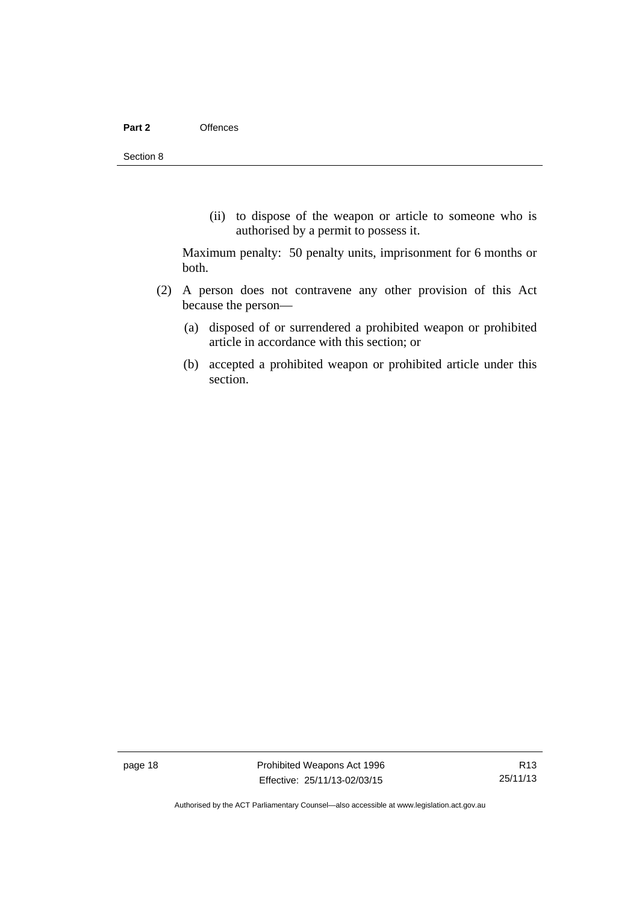(ii) to dispose of the weapon or article to someone who is authorised by a permit to possess it.

Maximum penalty: 50 penalty units, imprisonment for 6 months or both.

(2) A person does not contravene any other provision of this Act because the person—

(a) disposed of or surrendered a prohibited weapon or prohibited article in accordance with this section; or

(b) accepted a prohibited weapon or prohibited article under this section.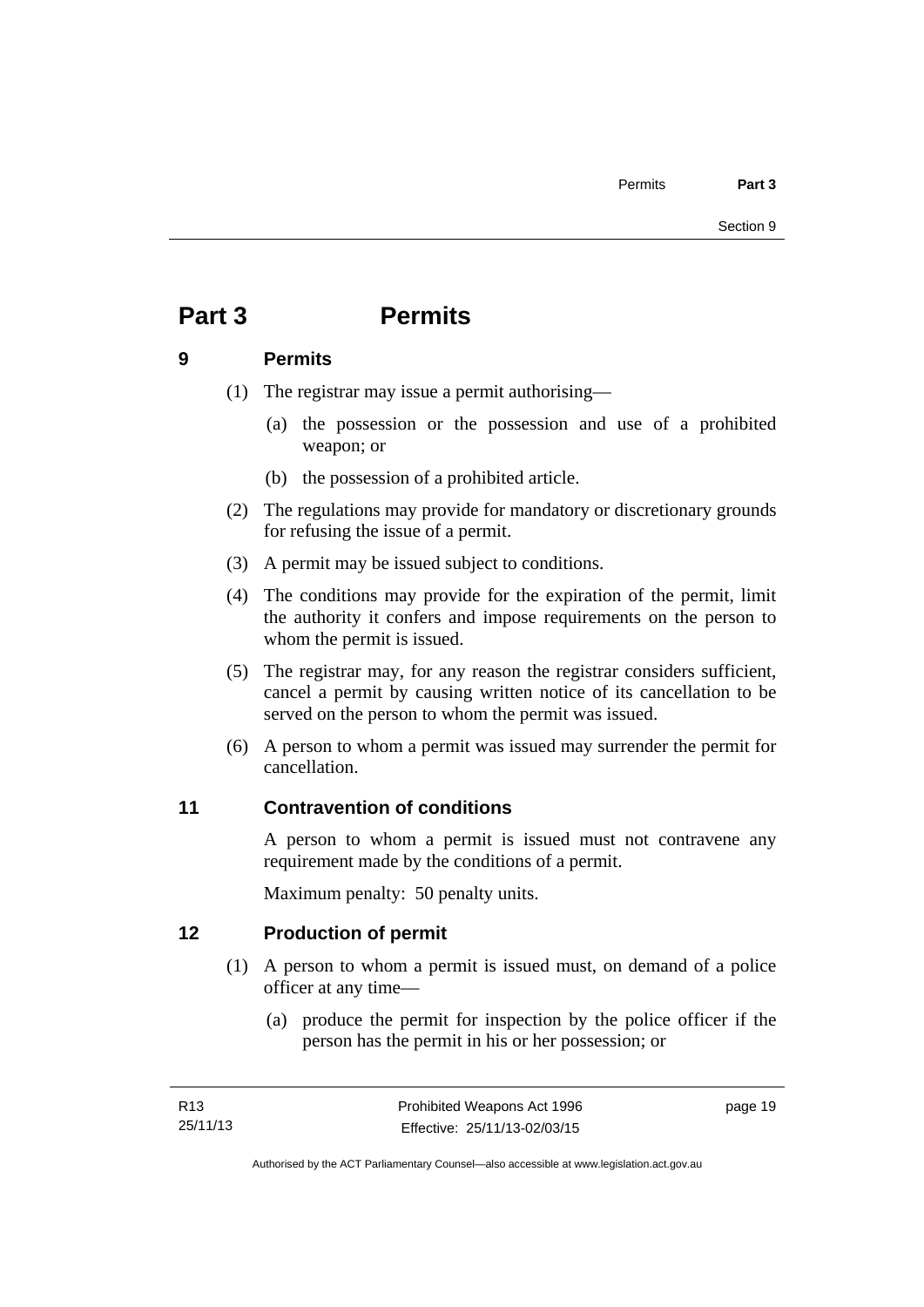# Part 3 Permits

## 9 Permits

(1) The registrar may issue a permit authorising—

(a) the possession or the possession and use of a prohibited weapon; or

(b) the possession of a prohibited article.

(2) The regulations may provide for mandatory or discretionary grounds for refusing the issue of a permit.

(3) A permit may be issued subject to conditions.

(4) The conditions may provide for the expiration of the permit, limit the authority it confers and impose requirements on the person to whom the permit is issued.

(5) The registrar may, for any reason the registrar considers sufficient, cancel a permit by causing written notice of its cancellation to be served on the person to whom the permit was issued.

(6) A person to whom a permit was issued may surrender the permit for cancellation.

## 11 Contravention of conditions

A person to whom a permit is issued must not contravene any requirement made by the conditions of a permit.

Maximum penalty: 50 penalty units.

## 12 Production of permit

(1) A person to whom a permit is issued must, on demand of a police officer at any time—

(a) produce the permit for inspection by the police officer if the person has the permit in his or her possession; or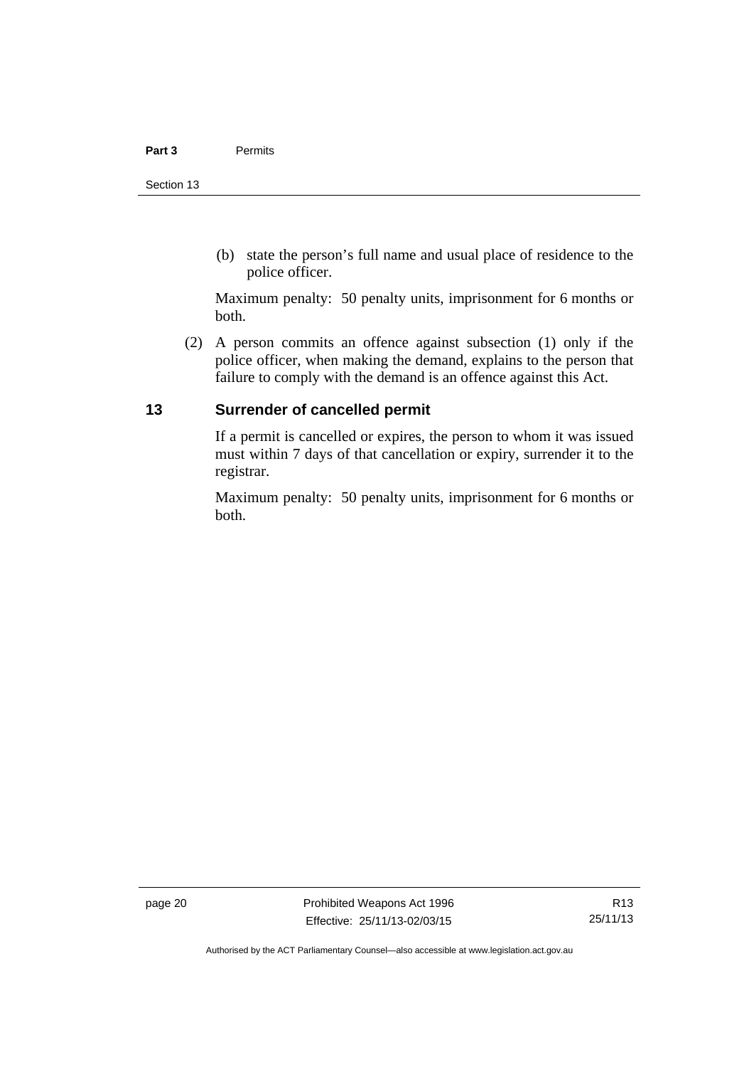(b) state the person's full name and usual place of residence to the police officer.

Maximum penalty: 50 penalty units, imprisonment for 6 months or both.

(2) A person commits an offence against subsection (1) only if the police officer, when making the demand, explains to the person that failure to comply with the demand is an offence against this Act.

## 13 Surrender of cancelled permit

If a permit is cancelled or expires, the person to whom it was issued must within 7 days of that cancellation or expiry, surrender it to the registrar.

Maximum penalty: 50 penalty units, imprisonment for 6 months or both.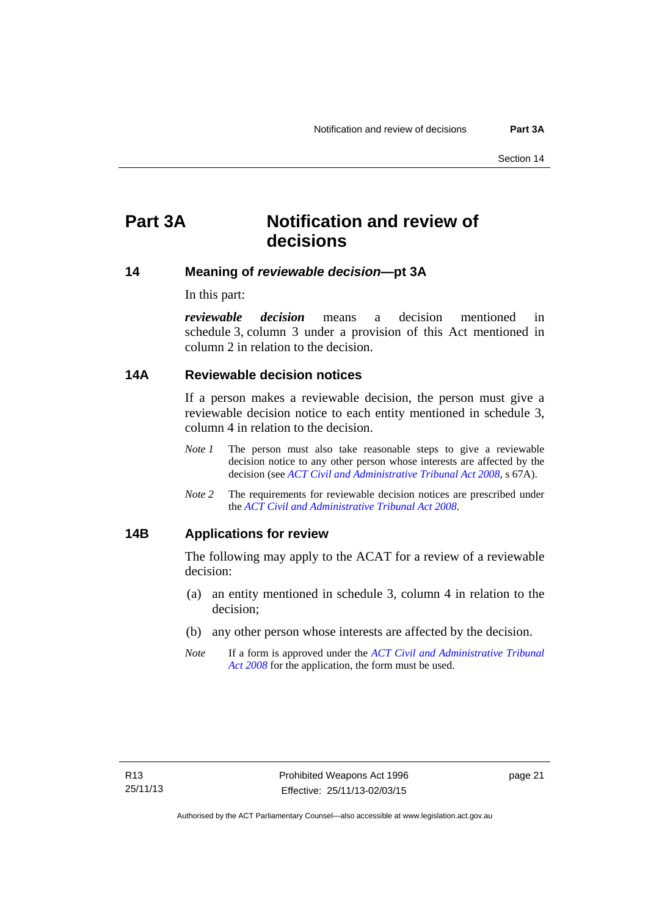# Part 3A Notification and review of decisions

## 14 Meaning of *reviewable decision*—pt 3A

In this part:

***reviewable decision*** means a decision mentioned in schedule 3, column 3 under a provision of this Act mentioned in column 2 in relation to the decision.

## 14A Reviewable decision notices

If a person makes a reviewable decision, the person must give a reviewable decision notice to each entity mentioned in schedule 3, column 4 in relation to the decision.

*Note 1* The person must also take reasonable steps to give a reviewable decision notice to any other person whose interests are affected by the decision (see *ACT Civil and Administrative Tribunal Act 2008*, s 67A).

*Note 2* The requirements for reviewable decision notices are prescribed under the *ACT Civil and Administrative Tribunal Act 2008*.

## 14B Applications for review

The following may apply to the ACAT for a review of a reviewable decision:

(a) an entity mentioned in schedule 3, column 4 in relation to the decision;

(b) any other person whose interests are affected by the decision.

*Note* If a form is approved under the *ACT Civil and Administrative Tribunal Act 2008* for the application, the form must be used.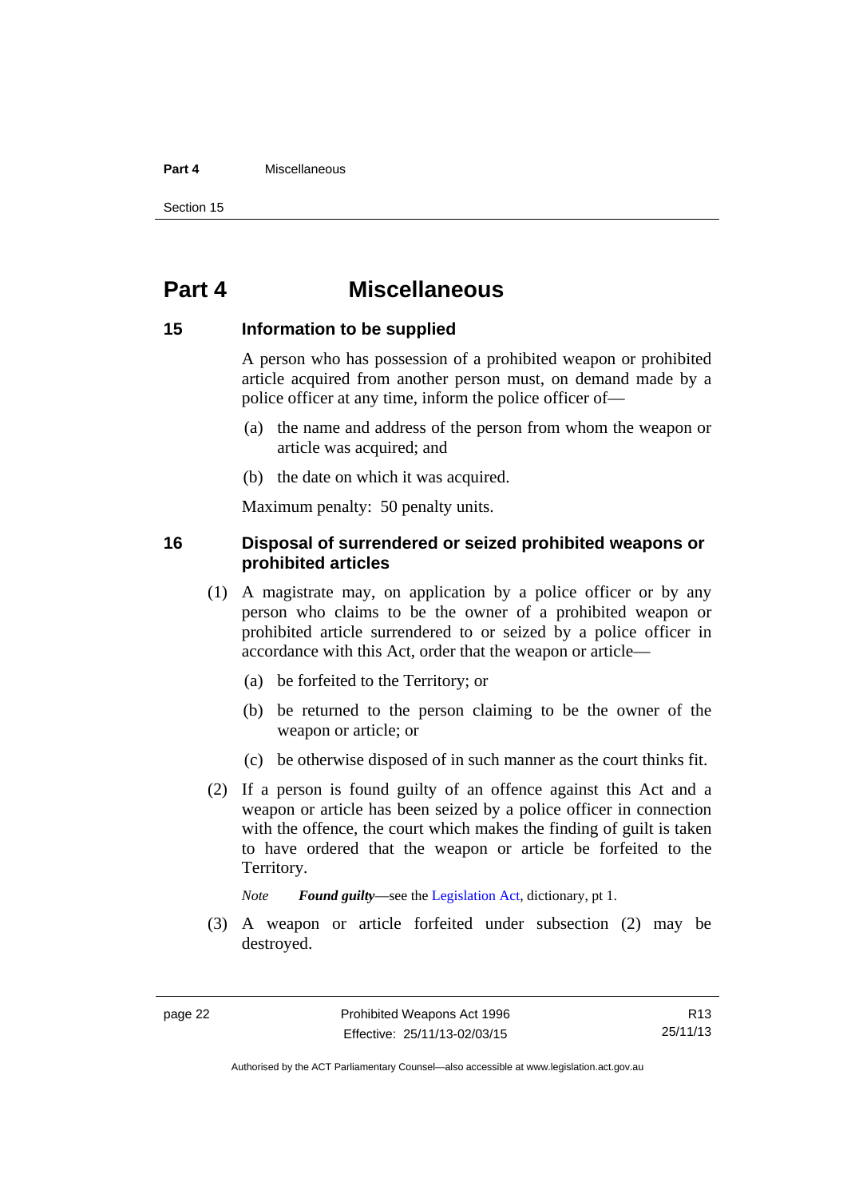# Part 4 Miscellaneous

## 15 Information to be supplied

A person who has possession of a prohibited weapon or prohibited article acquired from another person must, on demand made by a police officer at any time, inform the police officer of—

(a) the name and address of the person from whom the weapon or article was acquired; and

(b) the date on which it was acquired.

Maximum penalty: 50 penalty units.

## 16 Disposal of surrendered or seized prohibited weapons or prohibited articles

(1) A magistrate may, on application by a police officer or by any person who claims to be the owner of a prohibited weapon or prohibited article surrendered to or seized by a police officer in accordance with this Act, order that the weapon or article—

(a) be forfeited to the Territory; or

(b) be returned to the person claiming to be the owner of the weapon or article; or

(c) be otherwise disposed of in such manner as the court thinks fit.

(2) If a person is found guilty of an offence against this Act and a weapon or article has been seized by a police officer in connection with the offence, the court which makes the finding of guilt is taken to have ordered that the weapon or article be forfeited to the Territory.

*Note* ***Found guilty***—see the Legislation Act, dictionary, pt 1.

(3) A weapon or article forfeited under subsection (2) may be destroyed.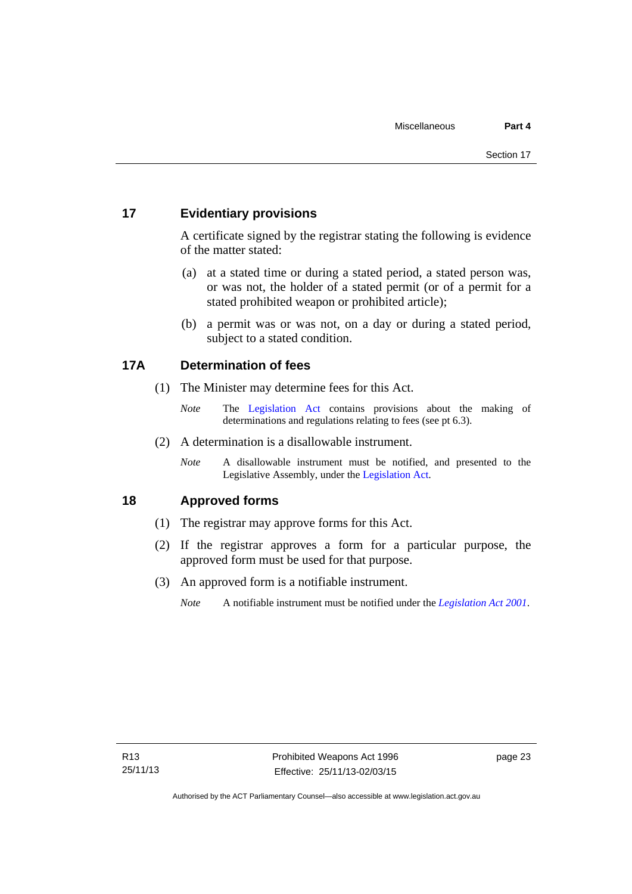## 17 Evidentiary provisions

A certificate signed by the registrar stating the following is evidence of the matter stated:

(a) at a stated time or during a stated period, a stated person was, or was not, the holder of a stated permit (or of a permit for a stated prohibited weapon or prohibited article);

(b) a permit was or was not, on a day or during a stated period, subject to a stated condition.

## 17A Determination of fees

(1) The Minister may determine fees for this Act.

*Note* The Legislation Act contains provisions about the making of determinations and regulations relating to fees (see pt 6.3).

(2) A determination is a disallowable instrument.

*Note* A disallowable instrument must be notified, and presented to the Legislative Assembly, under the Legislation Act.

## 18 Approved forms

(1) The registrar may approve forms for this Act.

(2) If the registrar approves a form for a particular purpose, the approved form must be used for that purpose.

(3) An approved form is a notifiable instrument.

*Note* A notifiable instrument must be notified under the *Legislation Act 2001*.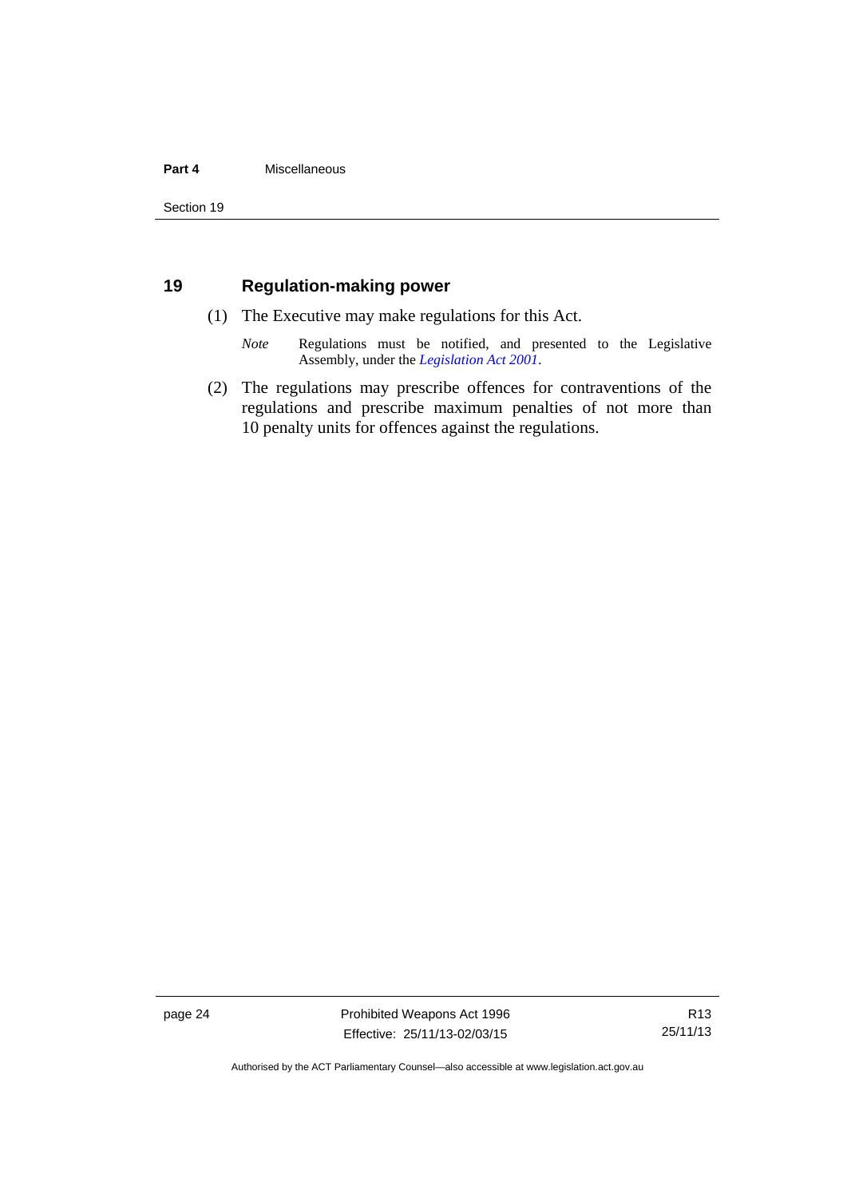## 19 Regulation-making power

(1) The Executive may make regulations for this Act.

*Note* Regulations must be notified, and presented to the Legislative Assembly, under the *Legislation Act 2001*.

(2) The regulations may prescribe offences for contraventions of the regulations and prescribe maximum penalties of not more than 10 penalty units for offences against the regulations.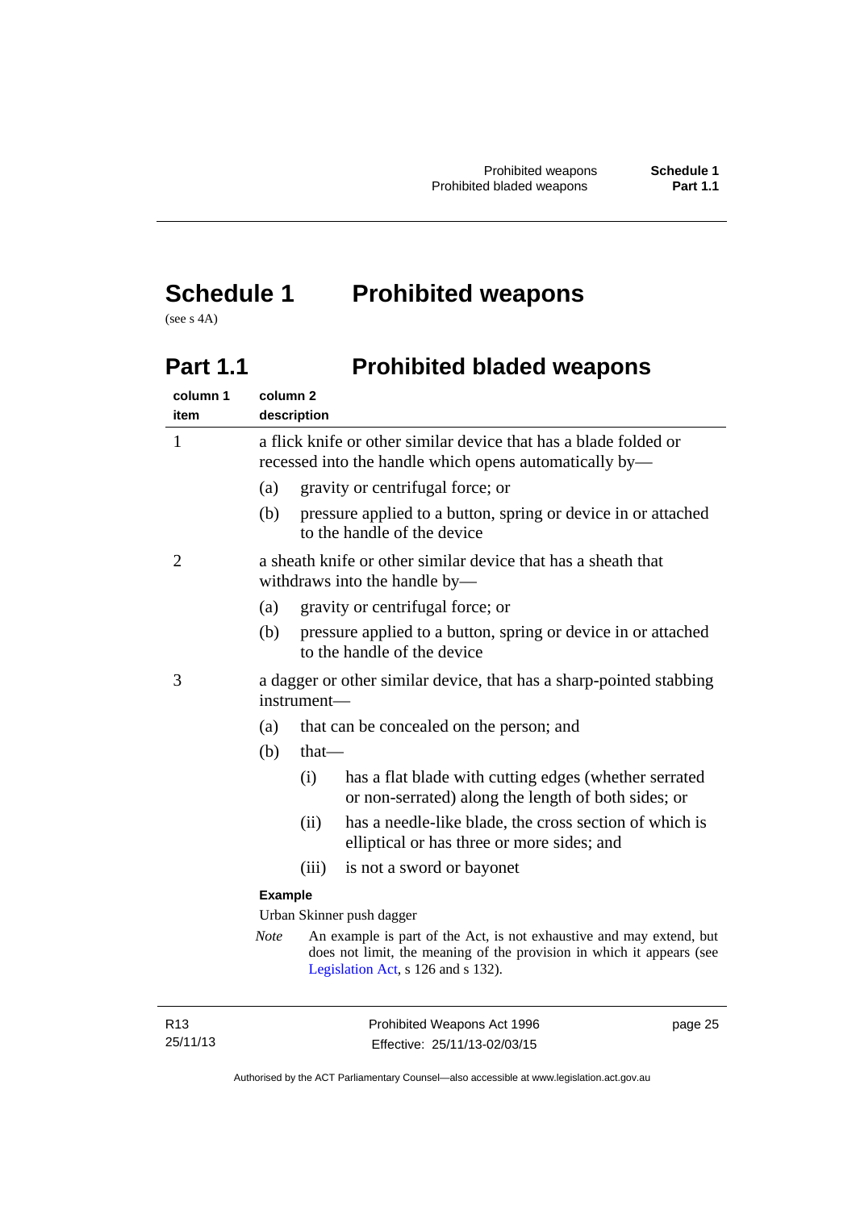# Schedule 1 Prohibited weapons

(see s 4A)

## Part 1.1 Prohibited bladed weapons

| column 1 item | column 2 description |
|---|---|
| 1 | a flick knife or other similar device that has a blade folded or recessed into the handle which opens automatically by—<br>(a) gravity or centrifugal force; or<br>(b) pressure applied to a button, spring or device in or attached to the handle of the device |
| 2 | a sheath knife or other similar device that has a sheath that withdraws into the handle by—<br>(a) gravity or centrifugal force; or<br>(b) pressure applied to a button, spring or device in or attached to the handle of the device |
| 3 | a dagger or other similar device, that has a sharp-pointed stabbing instrument—<br>(a) that can be concealed on the person; and<br>(b) that—<br>(i) has a flat blade with cutting edges (whether serrated or non-serrated) along the length of both sides; or<br>(ii) has a needle-like blade, the cross section of which is elliptical or has three or more sides; and<br>(iii) is not a sword or bayonet<br>**Example**<br>Urban Skinner push dagger<br>*Note* An example is part of the Act, is not exhaustive and may extend, but does not limit, the meaning of the provision in which it appears (see Legislation Act, s 126 and s 132). |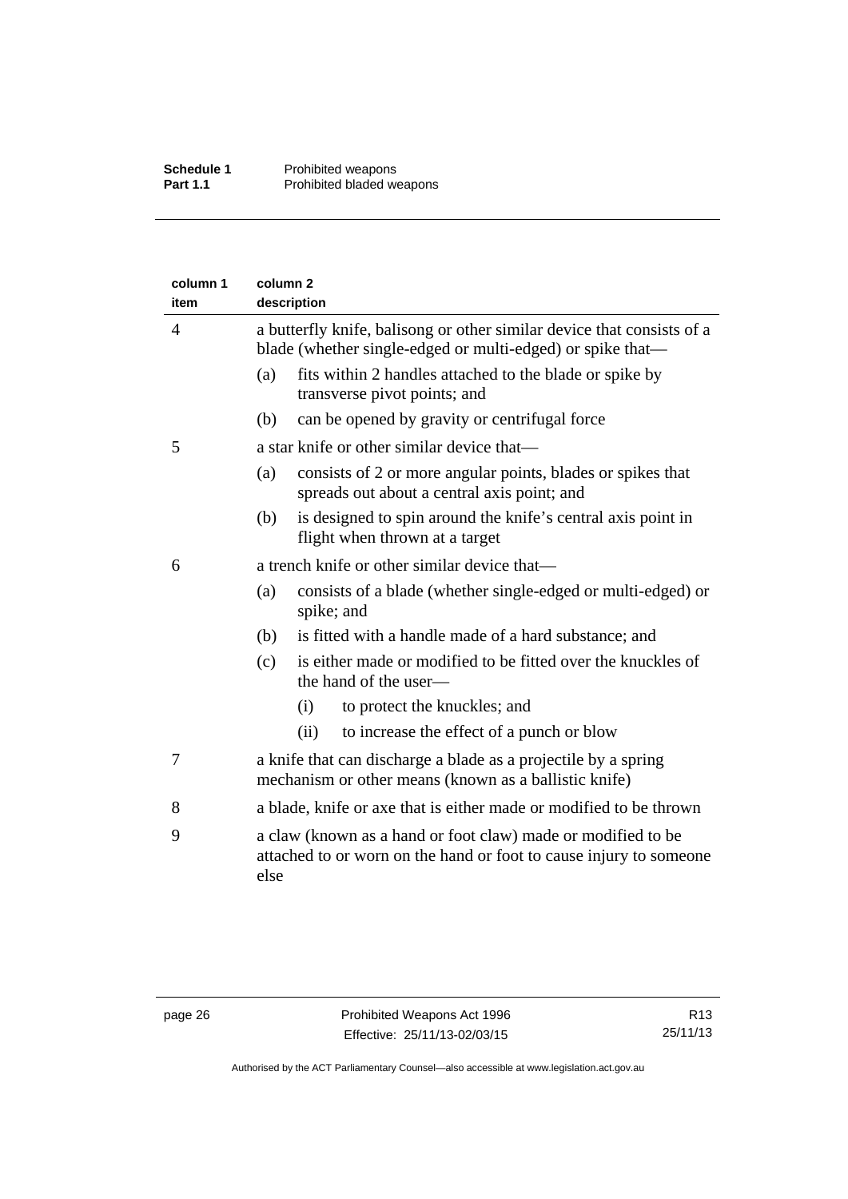| column 1 item | column 2 description |
|---|---|
| 4 | a butterfly knife, balisong or other similar device that consists of a blade (whether single-edged or multi-edged) or spike that—<br>(a) fits within 2 handles attached to the blade or spike by transverse pivot points; and<br>(b) can be opened by gravity or centrifugal force |
| 5 | a star knife or other similar device that—<br>(a) consists of 2 or more angular points, blades or spikes that spreads out about a central axis point; and<br>(b) is designed to spin around the knife's central axis point in flight when thrown at a target |
| 6 | a trench knife or other similar device that—<br>(a) consists of a blade (whether single-edged or multi-edged) or spike; and<br>(b) is fitted with a handle made of a hard substance; and<br>(c) is either made or modified to be fitted over the knuckles of the hand of the user—<br>(i) to protect the knuckles; and<br>(ii) to increase the effect of a punch or blow |
| 7 | a knife that can discharge a blade as a projectile by a spring mechanism or other means (known as a ballistic knife) |
| 8 | a blade, knife or axe that is either made or modified to be thrown |
| 9 | a claw (known as a hand or foot claw) made or modified to be attached to or worn on the hand or foot to cause injury to someone else |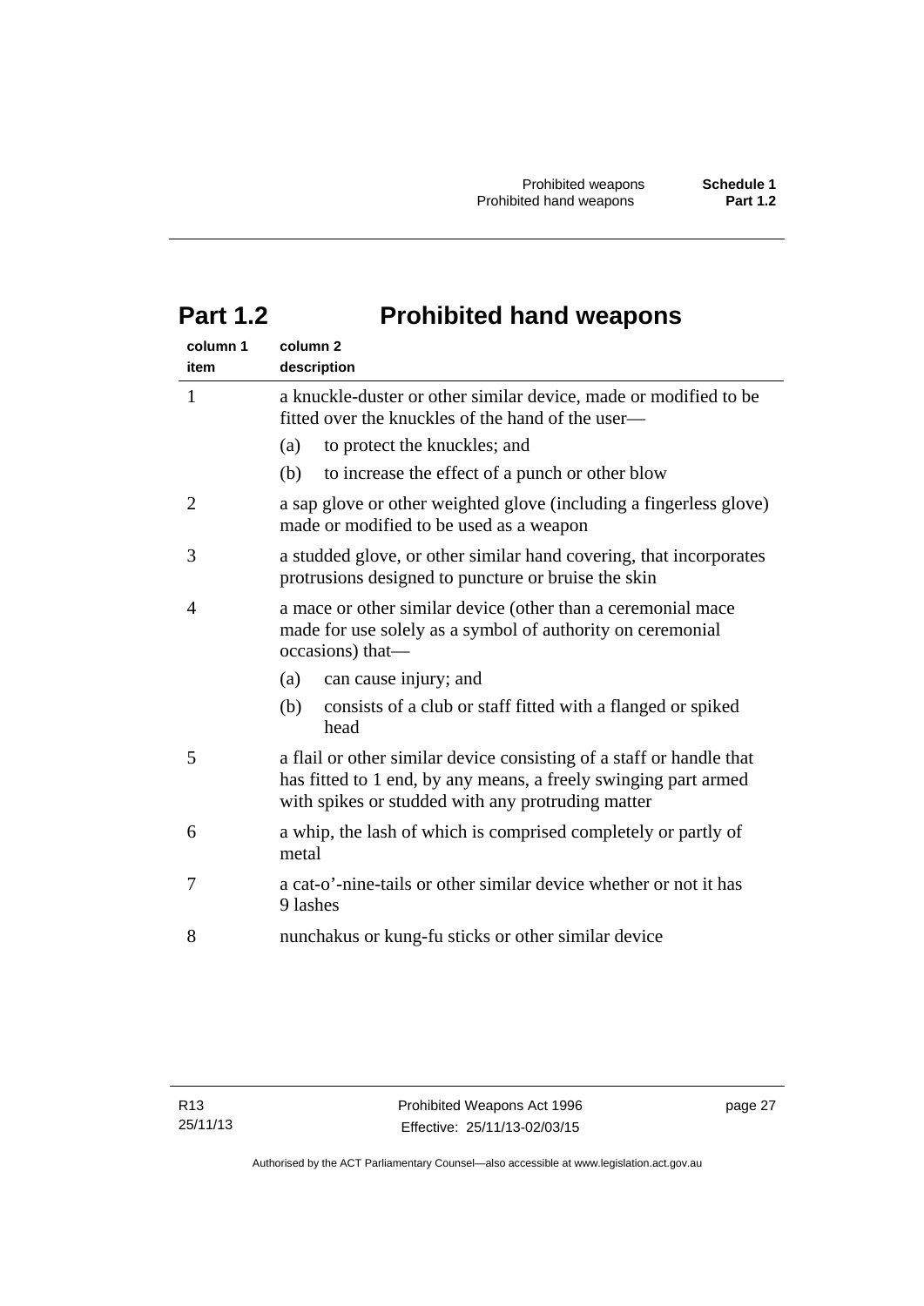# Part 1.2 Prohibited hand weapons

| column 1<br>item | column 2<br>description |
|---|---|
| 1 | a knuckle-duster or other similar device, made or modified to be fitted over the knuckles of the hand of the user—<br>(a) to protect the knuckles; and<br>(b) to increase the effect of a punch or other blow |
| 2 | a sap glove or other weighted glove (including a fingerless glove) made or modified to be used as a weapon |
| 3 | a studded glove, or other similar hand covering, that incorporates protrusions designed to puncture or bruise the skin |
| 4 | a mace or other similar device (other than a ceremonial mace made for use solely as a symbol of authority on ceremonial occasions) that—<br>(a) can cause injury; and<br>(b) consists of a club or staff fitted with a flanged or spiked head |
| 5 | a flail or other similar device consisting of a staff or handle that has fitted to 1 end, by any means, a freely swinging part armed with spikes or studded with any protruding matter |
| 6 | a whip, the lash of which is comprised completely or partly of metal |
| 7 | a cat-o'-nine-tails or other similar device whether or not it has 9 lashes |
| 8 | nunchakus or kung-fu sticks or other similar device |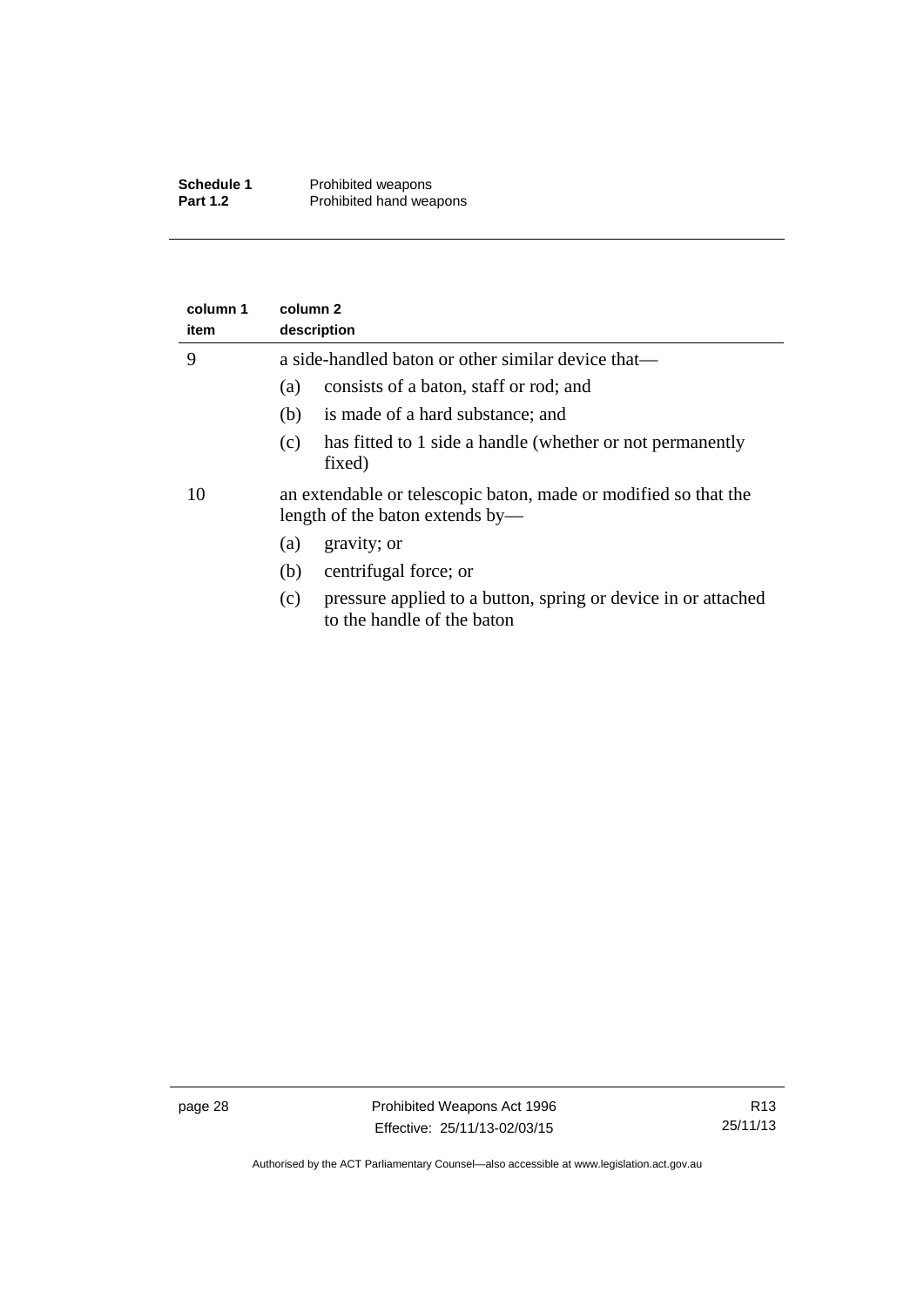| column 1 item | column 2 description |
| --- | --- |
| 9 | a side-handled baton or other similar device that—<br>(a) consists of a baton, staff or rod; and<br>(b) is made of a hard substance; and<br>(c) has fitted to 1 side a handle (whether or not permanently fixed) |
| 10 | an extendable or telescopic baton, made or modified so that the length of the baton extends by—<br>(a) gravity; or<br>(b) centrifugal force; or<br>(c) pressure applied to a button, spring or device in or attached to the handle of the baton |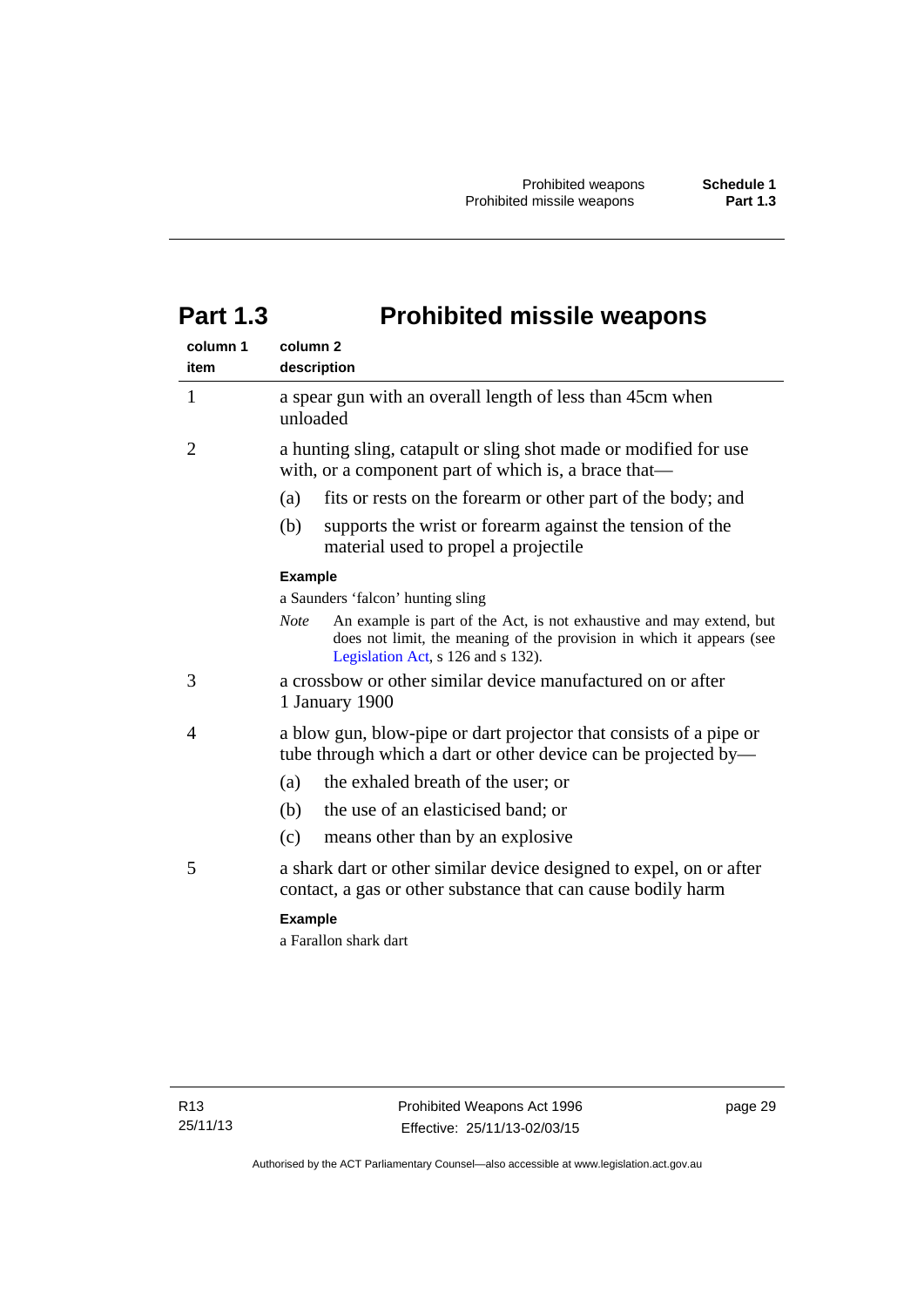# Part 1.3 Prohibited missile weapons

| column 1 item | column 2 description |
|---|---|
| 1 | a spear gun with an overall length of less than 45cm when unloaded |
| 2 | a hunting sling, catapult or sling shot made or modified for use with, or a component part of which is, a brace that—<br>(a) fits or rests on the forearm or other part of the body; and<br>(b) supports the wrist or forearm against the tension of the material used to propel a projectile<br>**Example**<br>a Saunders 'falcon' hunting sling<br>*Note* An example is part of the Act, is not exhaustive and may extend, but does not limit, the meaning of the provision in which it appears (see Legislation Act, s 126 and s 132). |
| 3 | a crossbow or other similar device manufactured on or after 1 January 1900 |
| 4 | a blow gun, blow-pipe or dart projector that consists of a pipe or tube through which a dart or other device can be projected by—<br>(a) the exhaled breath of the user; or<br>(b) the use of an elasticised band; or<br>(c) means other than by an explosive |
| 5 | a shark dart or other similar device designed to expel, on or after contact, a gas or other substance that can cause bodily harm<br>**Example**<br>a Farallon shark dart |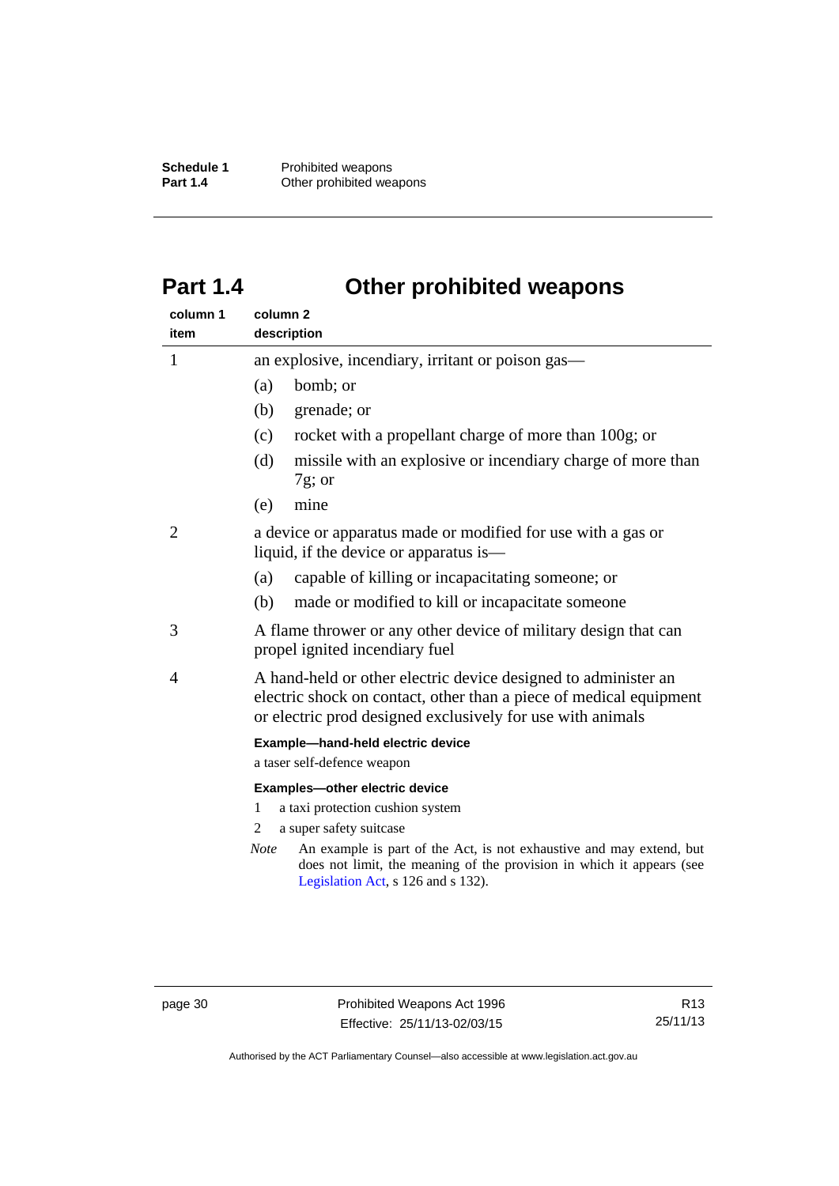# Part 1.4 Other prohibited weapons

| column 1 item | column 2 description |
|---|---|
| 1 | an explosive, incendiary, irritant or poison gas—<br>(a) bomb; or<br>(b) grenade; or<br>(c) rocket with a propellant charge of more than 100g; or<br>(d) missile with an explosive or incendiary charge of more than 7g; or<br>(e) mine |
| 2 | a device or apparatus made or modified for use with a gas or liquid, if the device or apparatus is—<br>(a) capable of killing or incapacitating someone; or<br>(b) made or modified to kill or incapacitate someone |
| 3 | A flame thrower or any other device of military design that can propel ignited incendiary fuel |
| 4 | A hand-held or other electric device designed to administer an electric shock on contact, other than a piece of medical equipment or electric prod designed exclusively for use with animals<br>**Example—hand-held electric device**<br>a taser self-defence weapon<br>**Examples—other electric device**<br>1 a taxi protection cushion system<br>2 a super safety suitcase<br>*Note* An example is part of the Act, is not exhaustive and may extend, but does not limit, the meaning of the provision in which it appears (see Legislation Act, s 126 and s 132). |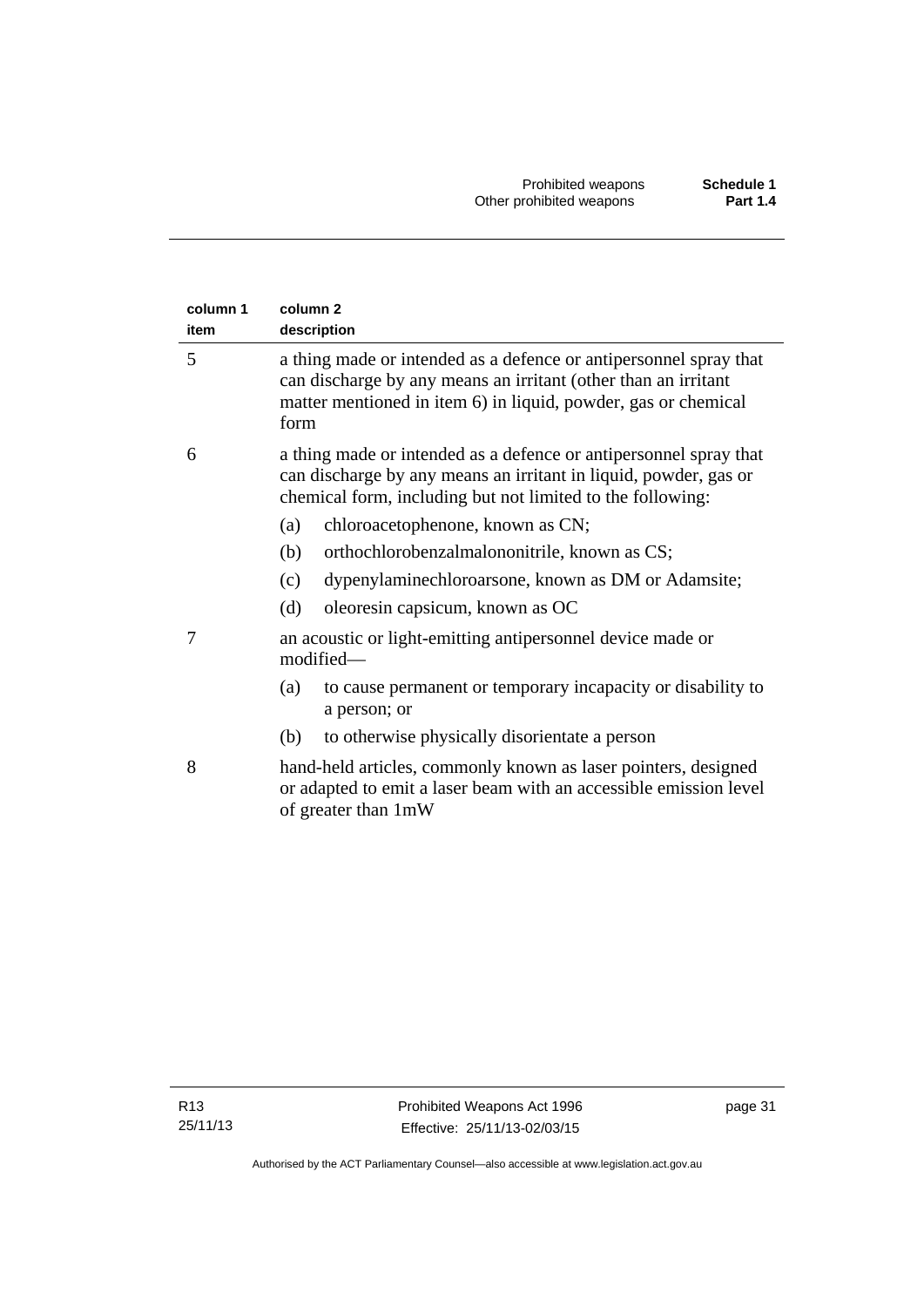| column 1 item | column 2 description |
|---|---|
| 5 | a thing made or intended as a defence or antipersonnel spray that can discharge by any means an irritant (other than an irritant matter mentioned in item 6) in liquid, powder, gas or chemical form |
| 6 | a thing made or intended as a defence or antipersonnel spray that can discharge by any means an irritant in liquid, powder, gas or chemical form, including but not limited to the following:<br>(a) chloroacetophenone, known as CN;<br>(b) orthochlorobenzalmalononitrile, known as CS;<br>(c) dypenylaminechloroarsone, known as DM or Adamsite;<br>(d) oleoresin capsicum, known as OC |
| 7 | an acoustic or light-emitting antipersonnel device made or modified—<br>(a) to cause permanent or temporary incapacity or disability to a person; or<br>(b) to otherwise physically disorientate a person |
| 8 | hand-held articles, commonly known as laser pointers, designed or adapted to emit a laser beam with an accessible emission level of greater than 1mW |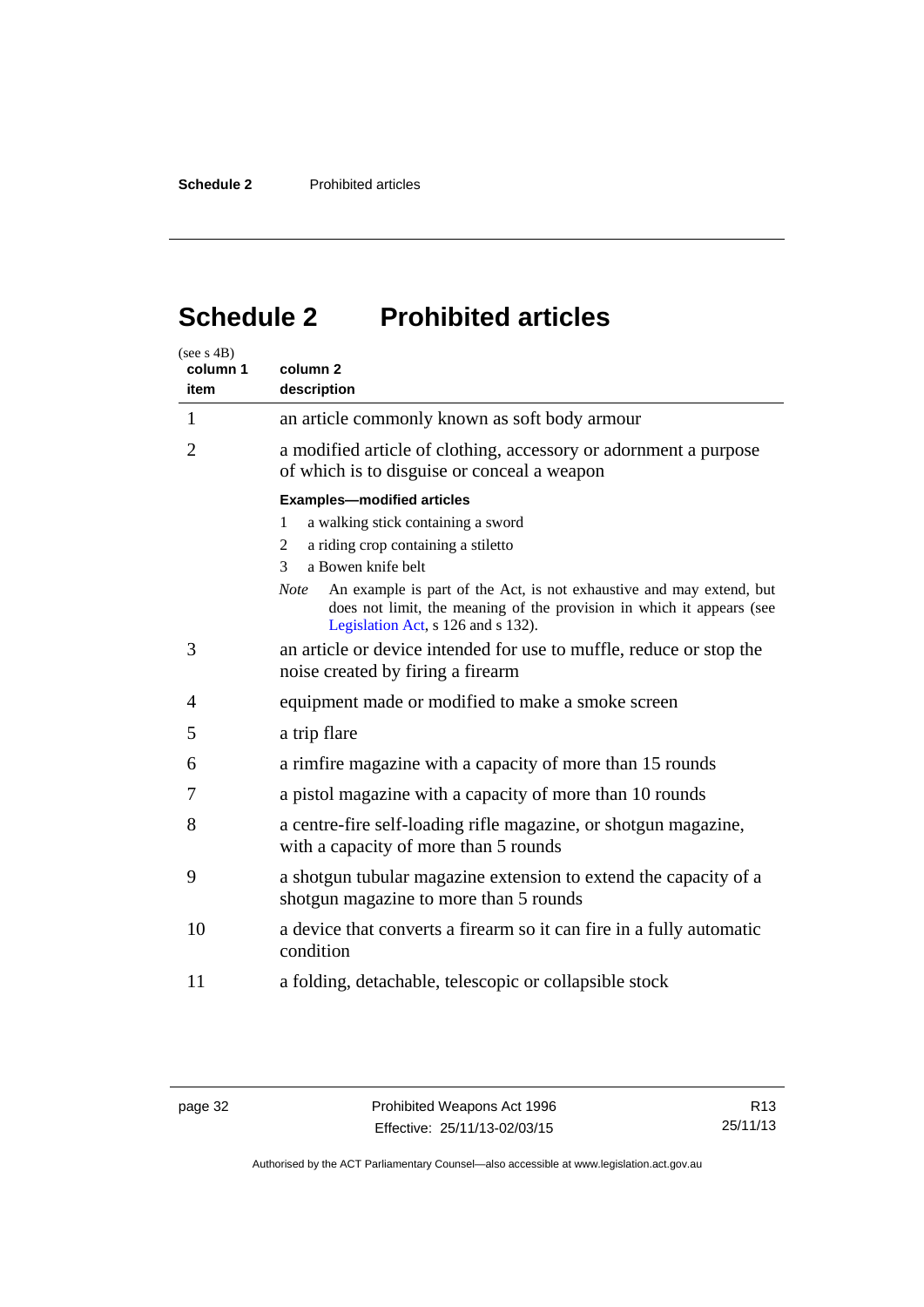# Schedule 2 Prohibited articles

(see s 4B)

| column 1 item | column 2 description |
|---|---|
| 1 | an article commonly known as soft body armour |
| 2 | a modified article of clothing, accessory or adornment a purpose of which is to disguise or conceal a weapon<br><br>**Examples—modified articles**<br>1 a walking stick containing a sword<br>2 a riding crop containing a stiletto<br>3 a Bowen knife belt<br><br>*Note* An example is part of the Act, is not exhaustive and may extend, but does not limit, the meaning of the provision in which it appears (see Legislation Act, s 126 and s 132). |
| 3 | an article or device intended for use to muffle, reduce or stop the noise created by firing a firearm |
| 4 | equipment made or modified to make a smoke screen |
| 5 | a trip flare |
| 6 | a rimfire magazine with a capacity of more than 15 rounds |
| 7 | a pistol magazine with a capacity of more than 10 rounds |
| 8 | a centre-fire self-loading rifle magazine, or shotgun magazine, with a capacity of more than 5 rounds |
| 9 | a shotgun tubular magazine extension to extend the capacity of a shotgun magazine to more than 5 rounds |
| 10 | a device that converts a firearm so it can fire in a fully automatic condition |
| 11 | a folding, detachable, telescopic or collapsible stock |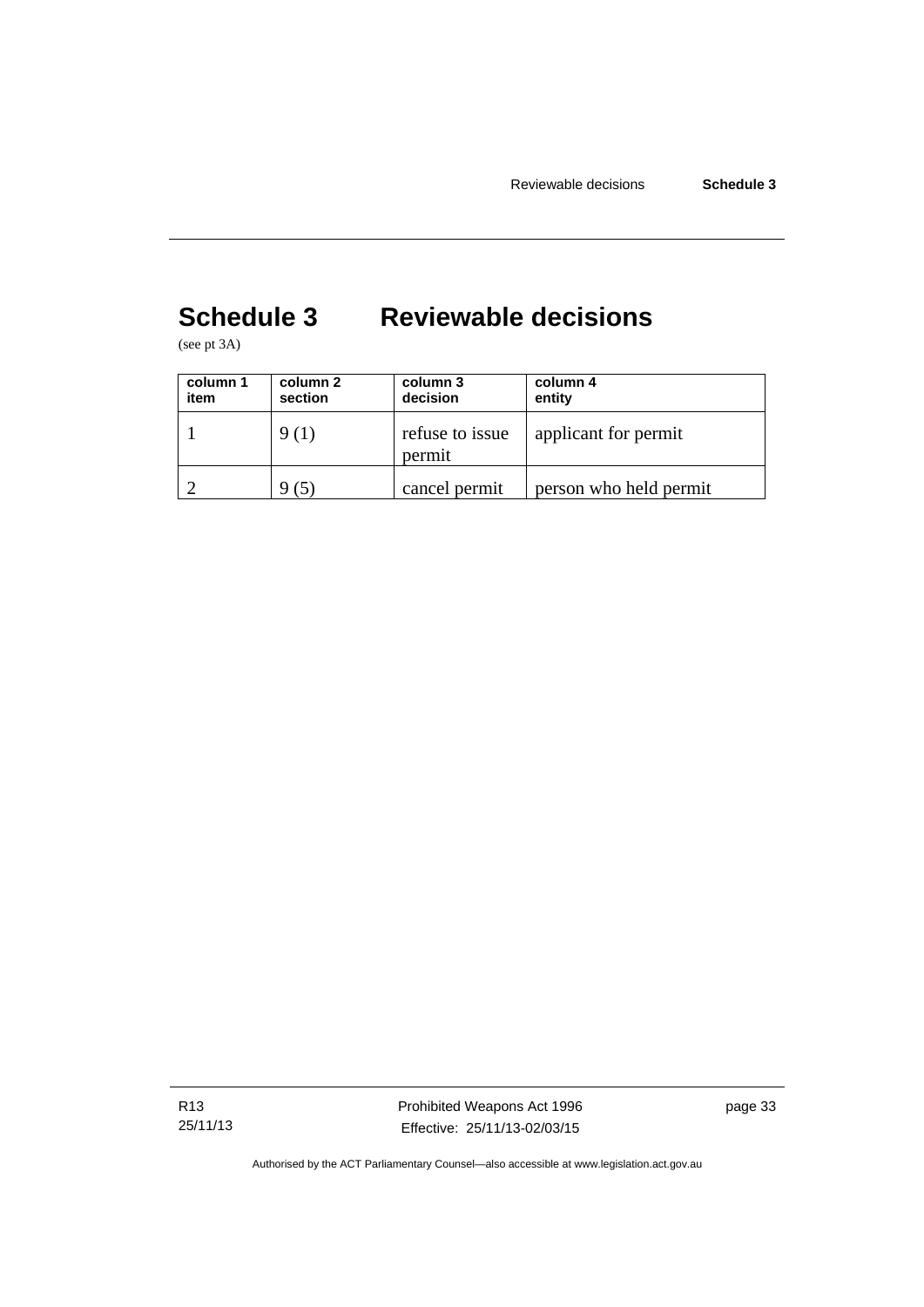# Schedule 3 Reviewable decisions

(see pt 3A)

| column 1 item | column 2 section | column 3 decision | column 4 entity |
|---|---|---|---|
| 1 | 9 (1) | refuse to issue permit | applicant for permit |
| 2 | 9 (5) | cancel permit | person who held permit |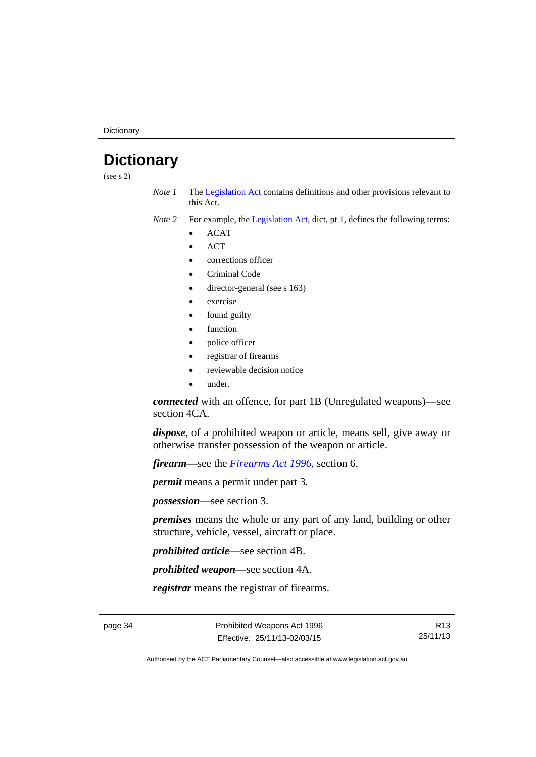# Dictionary

(see s 2)

*Note 1* The Legislation Act contains definitions and other provisions relevant to this Act.

*Note 2* For example, the Legislation Act, dict, pt 1, defines the following terms:

- ACAT
- ACT
- corrections officer
- Criminal Code
- director-general (see s 163)
- exercise
- found guilty
- function
- police officer
- registrar of firearms
- reviewable decision notice
- under.

***connected*** with an offence, for part 1B (Unregulated weapons)—see section 4CA.

***dispose***, of a prohibited weapon or article, means sell, give away or otherwise transfer possession of the weapon or article.

***firearm***—see the *Firearms Act 1996*, section 6.

***permit*** means a permit under part 3.

***possession***—see section 3.

***premises*** means the whole or any part of any land, building or other structure, vehicle, vessel, aircraft or place.

***prohibited article***—see section 4B.

***prohibited weapon***—see section 4A.

***registrar*** means the registrar of firearms.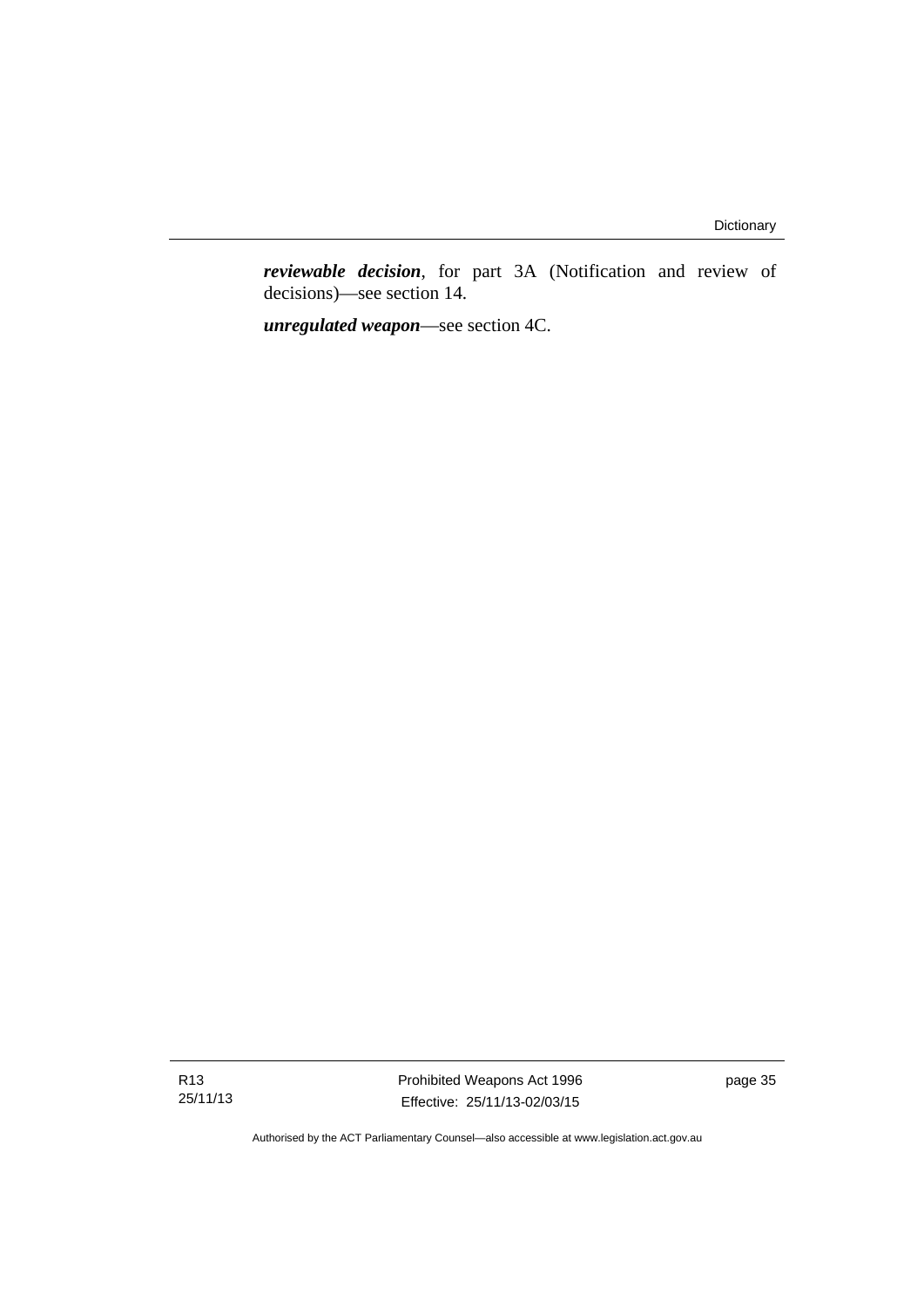***reviewable decision***, for part 3A (Notification and review of decisions)—see section 14.

***unregulated weapon***—see section 4C.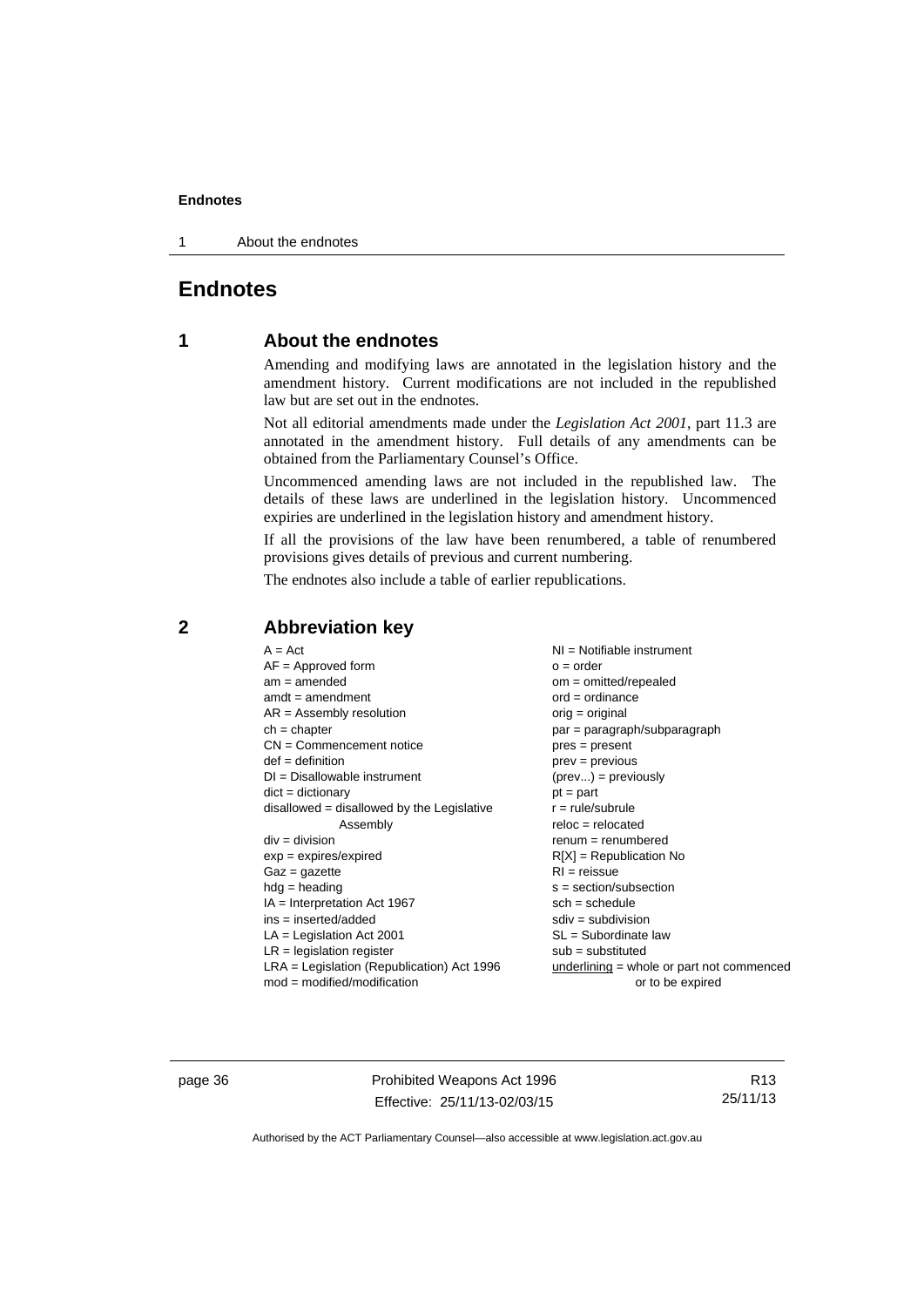# Endnotes

## 1 About the endnotes

Amending and modifying laws are annotated in the legislation history and the amendment history. Current modifications are not included in the republished law but are set out in the endnotes.

Not all editorial amendments made under the *Legislation Act 2001*, part 11.3 are annotated in the amendment history. Full details of any amendments can be obtained from the Parliamentary Counsel's Office.

Uncommenced amending laws are not included in the republished law. The details of these laws are underlined in the legislation history. Uncommenced expiries are underlined in the legislation history and amendment history.

If all the provisions of the law have been renumbered, a table of renumbered provisions gives details of previous and current numbering.

The endnotes also include a table of earlier republications.

## 2 Abbreviation key

A = Act
AF = Approved form
am = amended
amdt = amendment
AR = Assembly resolution
ch = chapter
CN = Commencement notice
def = definition
DI = Disallowable instrument
dict = dictionary
disallowed = disallowed by the Legislative Assembly
div = division
exp = expires/expired
Gaz = gazette
hdg = heading
IA = Interpretation Act 1967
ins = inserted/added
LA = Legislation Act 2001
LR = legislation register
LRA = Legislation (Republication) Act 1996
mod = modified/modification
NI = Notifiable instrument
o = order
om = omitted/repealed
ord = ordinance
orig = original
par = paragraph/subparagraph
pres = present
prev = previous
(prev...) = previously
pt = part
r = rule/subrule
reloc = relocated
renum = renumbered
R[X] = Republication No
RI = reissue
s = section/subsection
sch = schedule
sdiv = subdivision
SL = Subordinate law
sub = substituted
<u>underlining</u> = whole or part not commenced or to be expired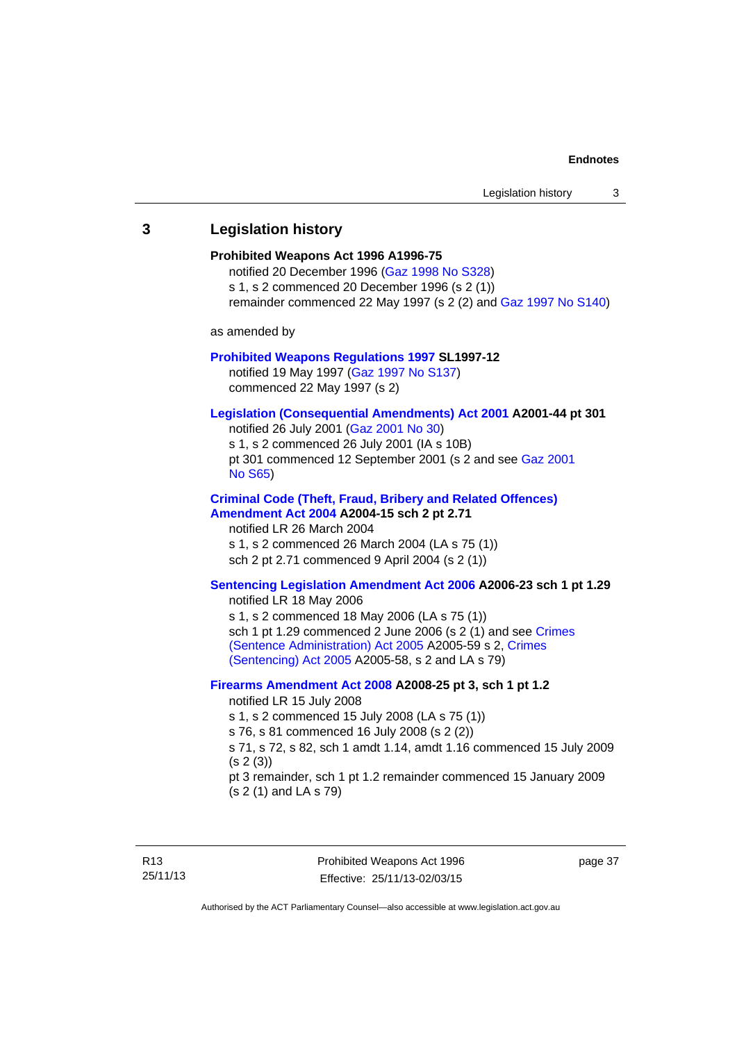## 3 Legislation history

**Prohibited Weapons Act 1996 A1996-75**

notified 20 December 1996 (Gaz 1998 No S328)

s 1, s 2 commenced 20 December 1996 (s 2 (1))

remainder commenced 22 May 1997 (s 2 (2) and Gaz 1997 No S140)

as amended by

**Prohibited Weapons Regulations 1997 SL1997-12**

notified 19 May 1997 (Gaz 1997 No S137)

commenced 22 May 1997 (s 2)

**Legislation (Consequential Amendments) Act 2001 A2001-44 pt 301**

notified 26 July 2001 (Gaz 2001 No 30)

s 1, s 2 commenced 26 July 2001 (IA s 10B)

pt 301 commenced 12 September 2001 (s 2 and see Gaz 2001 No S65)

**Criminal Code (Theft, Fraud, Bribery and Related Offences) Amendment Act 2004 A2004-15 sch 2 pt 2.71**

notified LR 26 March 2004

s 1, s 2 commenced 26 March 2004 (LA s 75 (1))

sch 2 pt 2.71 commenced 9 April 2004 (s 2 (1))

**Sentencing Legislation Amendment Act 2006 A2006-23 sch 1 pt 1.29**

notified LR 18 May 2006

s 1, s 2 commenced 18 May 2006 (LA s 75 (1))

sch 1 pt 1.29 commenced 2 June 2006 (s 2 (1) and see Crimes (Sentence Administration) Act 2005 A2005-59 s 2, Crimes (Sentencing) Act 2005 A2005-58, s 2 and LA s 79)

**Firearms Amendment Act 2008 A2008-25 pt 3, sch 1 pt 1.2**

notified LR 15 July 2008

s 1, s 2 commenced 15 July 2008 (LA s 75 (1))

s 76, s 81 commenced 16 July 2008 (s 2 (2))

s 71, s 72, s 82, sch 1 amdt 1.14, amdt 1.16 commenced 15 July 2009 (s 2 (3))

pt 3 remainder, sch 1 pt 1.2 remainder commenced 15 January 2009 (s 2 (1) and LA s 79)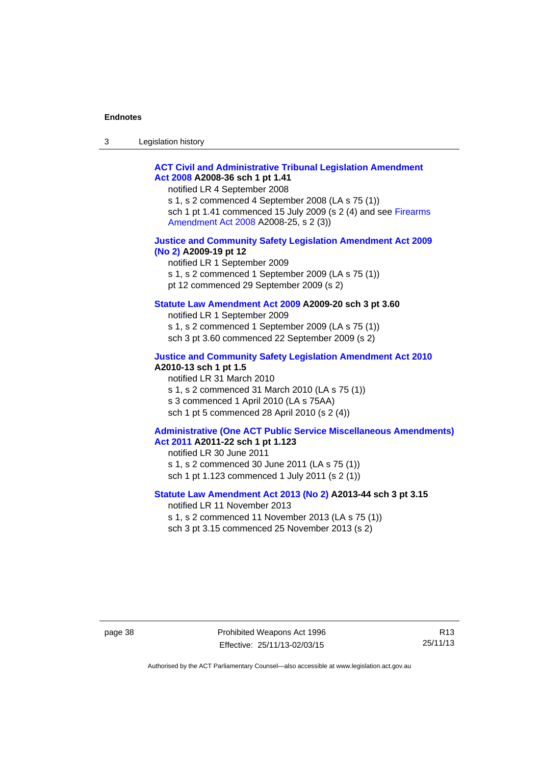**ACT Civil and Administrative Tribunal Legislation Amendment Act 2008 A2008-36 sch 1 pt 1.41**

notified LR 4 September 2008

s 1, s 2 commenced 4 September 2008 (LA s 75 (1))

sch 1 pt 1.41 commenced 15 July 2009 (s 2 (4) and see Firearms Amendment Act 2008 A2008-25, s 2 (3))

**Justice and Community Safety Legislation Amendment Act 2009 (No 2) A2009-19 pt 12**

notified LR 1 September 2009

s 1, s 2 commenced 1 September 2009 (LA s 75 (1))

pt 12 commenced 29 September 2009 (s 2)

**Statute Law Amendment Act 2009 A2009-20 sch 3 pt 3.60**

notified LR 1 September 2009

s 1, s 2 commenced 1 September 2009 (LA s 75 (1))

sch 3 pt 3.60 commenced 22 September 2009 (s 2)

**Justice and Community Safety Legislation Amendment Act 2010 A2010-13 sch 1 pt 1.5**

notified LR 31 March 2010

s 1, s 2 commenced 31 March 2010 (LA s 75 (1))

s 3 commenced 1 April 2010 (LA s 75AA)

sch 1 pt 5 commenced 28 April 2010 (s 2 (4))

**Administrative (One ACT Public Service Miscellaneous Amendments) Act 2011 A2011-22 sch 1 pt 1.123**

notified LR 30 June 2011

s 1, s 2 commenced 30 June 2011 (LA s 75 (1))

sch 1 pt 1.123 commenced 1 July 2011 (s 2 (1))

**Statute Law Amendment Act 2013 (No 2) A2013-44 sch 3 pt 3.15**

notified LR 11 November 2013

s 1, s 2 commenced 11 November 2013 (LA s 75 (1))

sch 3 pt 3.15 commenced 25 November 2013 (s 2)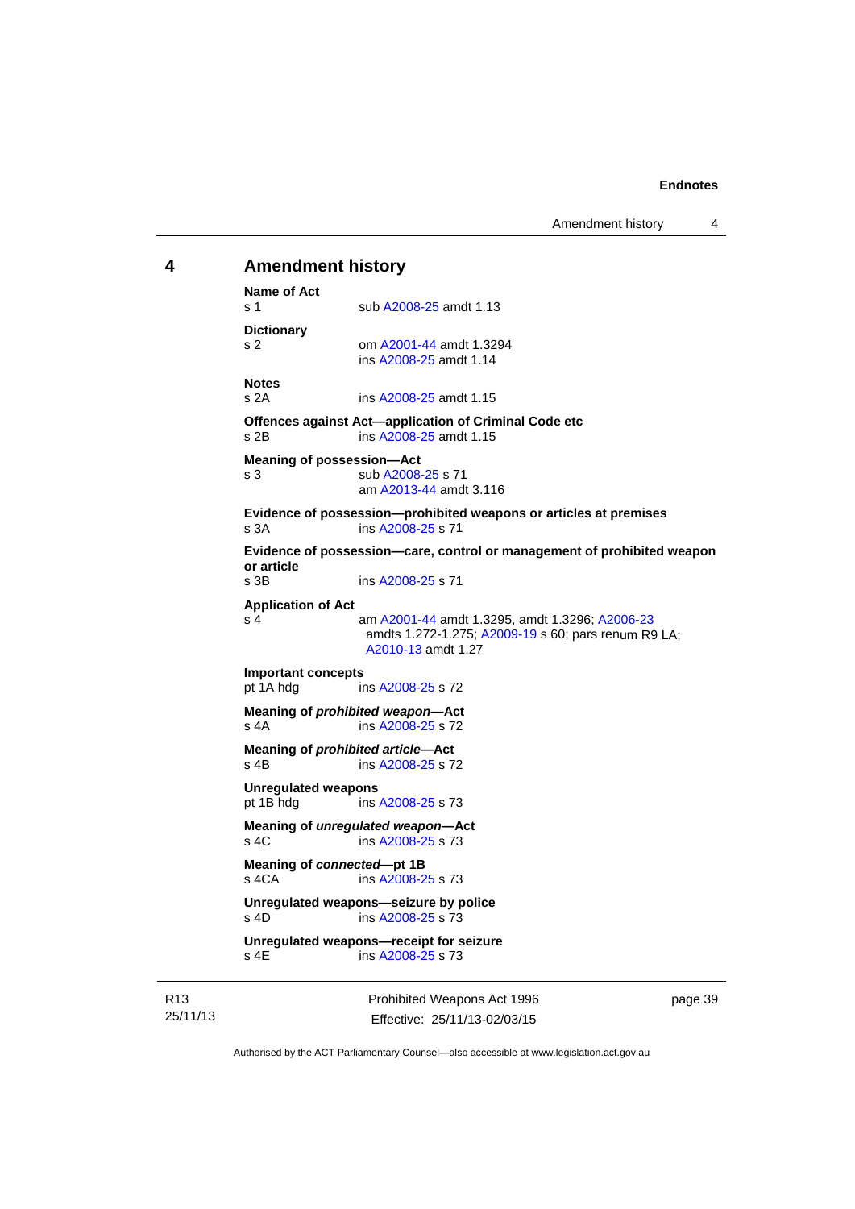## 4 Amendment history

**Name of Act**
s 1 sub A2008-25 amdt 1.13

**Dictionary**
s 2 om A2001-44 amdt 1.3294
ins A2008-25 amdt 1.14

**Notes**
s 2A ins A2008-25 amdt 1.15

**Offences against Act—application of Criminal Code etc**
s 2B ins A2008-25 amdt 1.15

**Meaning of possession—Act**
s 3 sub A2008-25 s 71
am A2013-44 amdt 3.116

**Evidence of possession—prohibited weapons or articles at premises**
s 3A ins A2008-25 s 71

**Evidence of possession—care, control or management of prohibited weapon or article**
s 3B ins A2008-25 s 71

**Application of Act**
s 4 am A2001-44 amdt 1.3295, amdt 1.3296; A2006-23 amdts 1.272-1.275; A2009-19 s 60; pars renum R9 LA; A2010-13 amdt 1.27

**Important concepts**
pt 1A hdg ins A2008-25 s 72

**Meaning of *prohibited weapon*—Act**
s 4A ins A2008-25 s 72

**Meaning of *prohibited article*—Act**
s 4B ins A2008-25 s 72

**Unregulated weapons**
pt 1B hdg ins A2008-25 s 73

**Meaning of *unregulated weapon*—Act**
s 4C ins A2008-25 s 73

**Meaning of *connected*—pt 1B**
s 4CA ins A2008-25 s 73

**Unregulated weapons—seizure by police**
s 4D ins A2008-25 s 73

**Unregulated weapons—receipt for seizure**
s 4E ins A2008-25 s 73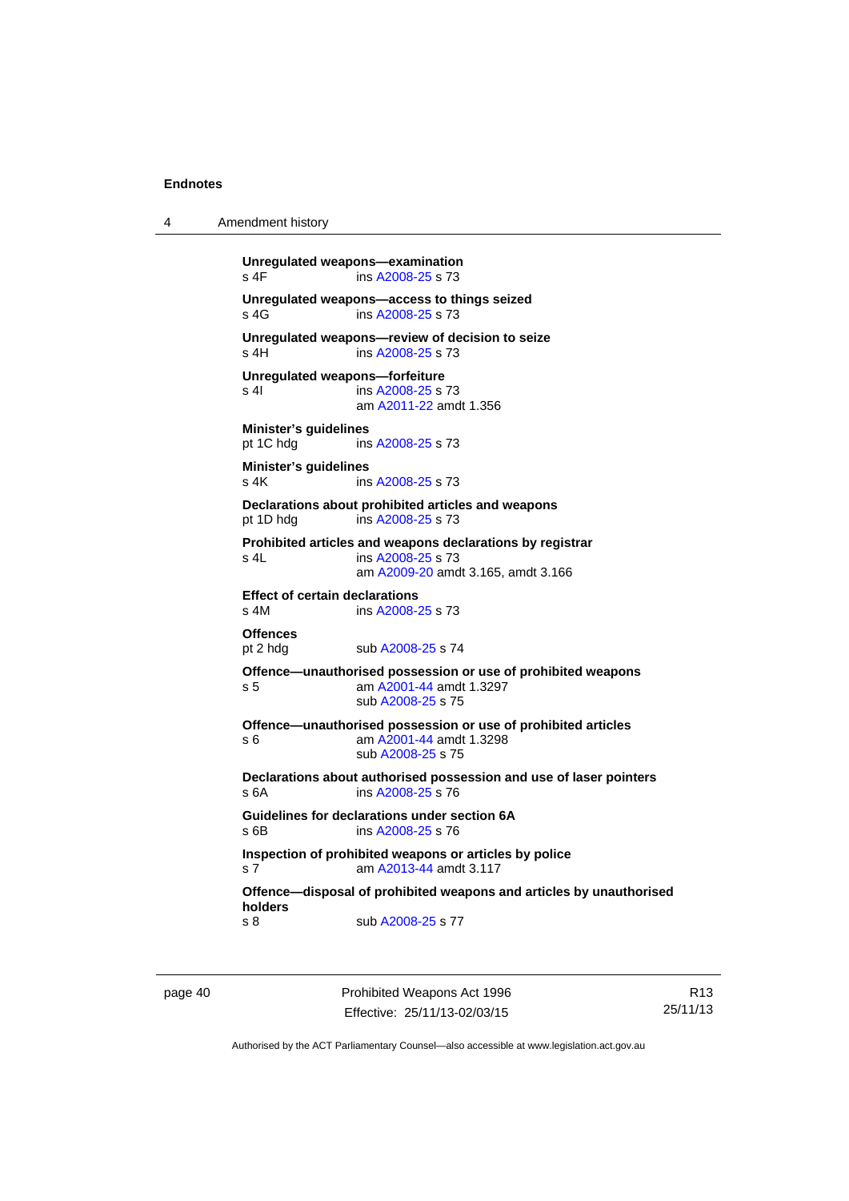**Unregulated weapons—examination**
s 4F ins A2008-25 s 73

**Unregulated weapons—access to things seized**
s 4G ins A2008-25 s 73

**Unregulated weapons—review of decision to seize**
s 4H ins A2008-25 s 73

**Unregulated weapons—forfeiture**
s 4I ins A2008-25 s 73
am A2011-22 amdt 1.356

**Minister's guidelines**
pt 1C hdg ins A2008-25 s 73

**Minister's guidelines**
s 4K ins A2008-25 s 73

**Declarations about prohibited articles and weapons**
pt 1D hdg ins A2008-25 s 73

**Prohibited articles and weapons declarations by registrar**
s 4L ins A2008-25 s 73
am A2009-20 amdt 3.165, amdt 3.166

**Effect of certain declarations**
s 4M ins A2008-25 s 73

**Offences**
pt 2 hdg sub A2008-25 s 74

**Offence—unauthorised possession or use of prohibited weapons**
s 5 am A2001-44 amdt 1.3297
sub A2008-25 s 75

**Offence—unauthorised possession or use of prohibited articles**
s 6 am A2001-44 amdt 1.3298
sub A2008-25 s 75

**Declarations about authorised possession and use of laser pointers**
s 6A ins A2008-25 s 76

**Guidelines for declarations under section 6A**
s 6B ins A2008-25 s 76

**Inspection of prohibited weapons or articles by police**
s 7 am A2013-44 amdt 3.117

**Offence—disposal of prohibited weapons and articles by unauthorised holders**
s 8 sub A2008-25 s 77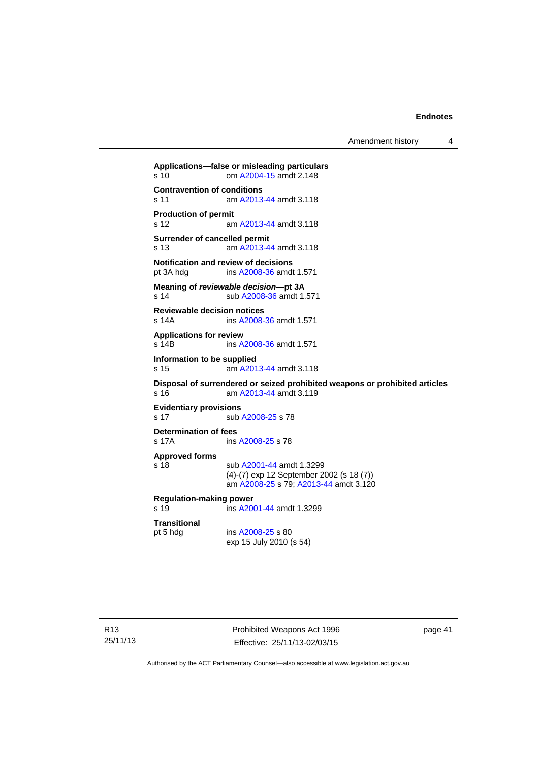**Applications—false or misleading particulars**
s 10 om A2004-15 amdt 2.148

**Contravention of conditions**
s 11 am A2013-44 amdt 3.118

**Production of permit**
s 12 am A2013-44 amdt 3.118

**Surrender of cancelled permit**
s 13 am A2013-44 amdt 3.118

**Notification and review of decisions**
pt 3A hdg ins A2008-36 amdt 1.571

**Meaning of *reviewable decision*—pt 3A**
s 14 sub A2008-36 amdt 1.571

**Reviewable decision notices**
s 14A ins A2008-36 amdt 1.571

**Applications for review**
s 14B ins A2008-36 amdt 1.571

**Information to be supplied**
s 15 am A2013-44 amdt 3.118

**Disposal of surrendered or seized prohibited weapons or prohibited articles**
s 16 am A2013-44 amdt 3.119

**Evidentiary provisions**
s 17 sub A2008-25 s 78

**Determination of fees**
s 17A ins A2008-25 s 78

**Approved forms**
s 18 sub A2001-44 amdt 1.3299
(4)-(7) exp 12 September 2002 (s 18 (7))
am A2008-25 s 79; A2013-44 amdt 3.120

**Regulation-making power**
s 19 ins A2001-44 amdt 1.3299

**Transitional**
pt 5 hdg ins A2008-25 s 80
exp 15 July 2010 (s 54)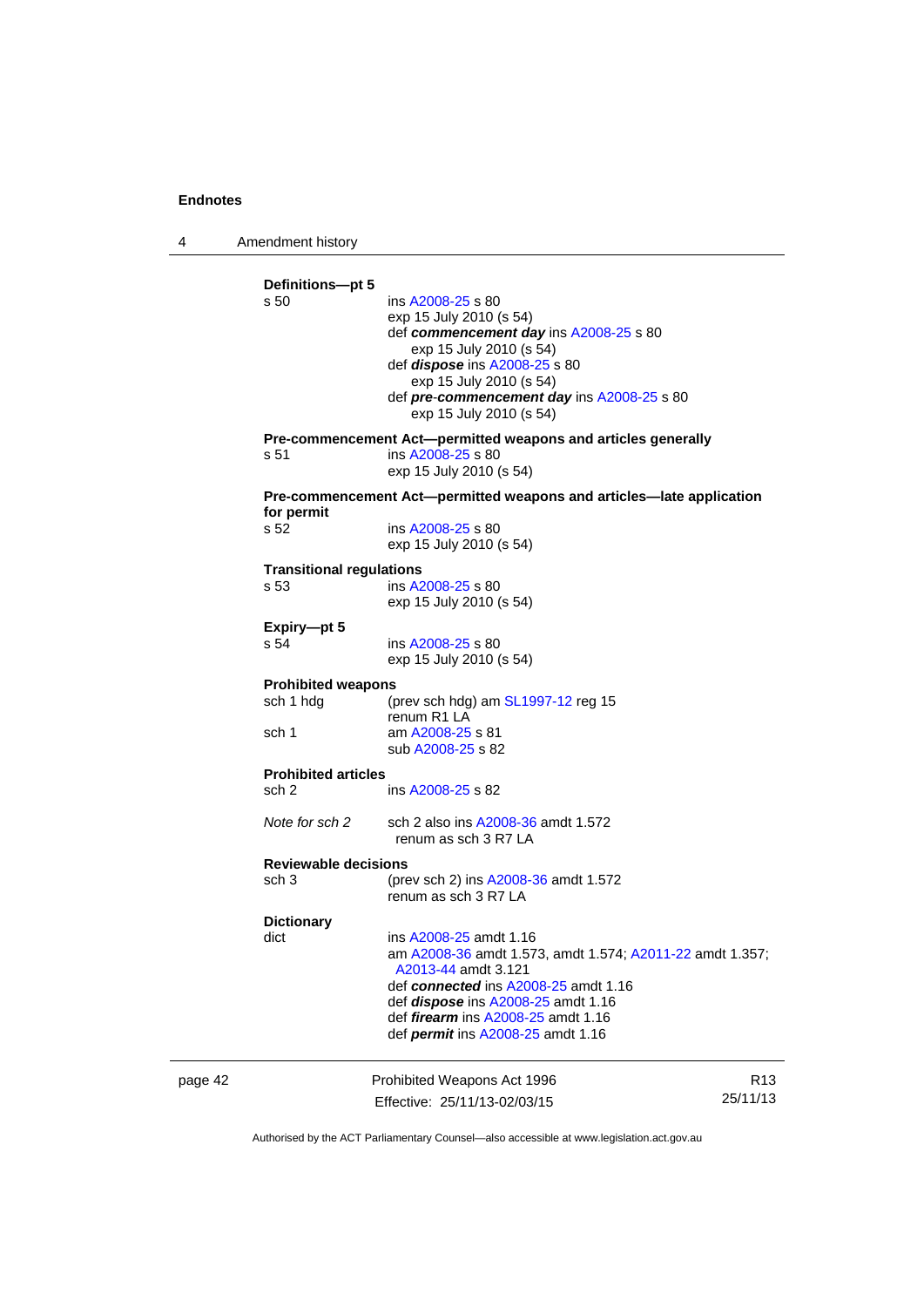**Definitions—pt 5**

s 50 ins A2008-25 s 80
exp 15 July 2010 (s 54)
def ***commencement day*** ins A2008-25 s 80
exp 15 July 2010 (s 54)
def ***dispose*** ins A2008-25 s 80
exp 15 July 2010 (s 54)
def ***pre-commencement day*** ins A2008-25 s 80
exp 15 July 2010 (s 54)

**Pre-commencement Act—permitted weapons and articles generally**

s 51 ins A2008-25 s 80
exp 15 July 2010 (s 54)

**Pre-commencement Act—permitted weapons and articles—late application for permit**

s 52 ins A2008-25 s 80
exp 15 July 2010 (s 54)

**Transitional regulations**

s 53 ins A2008-25 s 80
exp 15 July 2010 (s 54)

**Expiry—pt 5**

s 54 ins A2008-25 s 80
exp 15 July 2010 (s 54)

**Prohibited weapons**

sch 1 hdg (prev sch hdg) am SL1997-12 reg 15
renum R1 LA

sch 1 am A2008-25 s 81
sub A2008-25 s 82

**Prohibited articles**

sch 2 ins A2008-25 s 82

*Note for sch 2* sch 2 also ins A2008-36 amdt 1.572
renum as sch 3 R7 LA

**Reviewable decisions**

sch 3 (prev sch 2) ins A2008-36 amdt 1.572
renum as sch 3 R7 LA

**Dictionary**

dict ins A2008-25 amdt 1.16
am A2008-36 amdt 1.573, amdt 1.574; A2011-22 amdt 1.357; A2013-44 amdt 3.121
def ***connected*** ins A2008-25 amdt 1.16
def ***dispose*** ins A2008-25 amdt 1.16
def ***firearm*** ins A2008-25 amdt 1.16
def ***permit*** ins A2008-25 amdt 1.16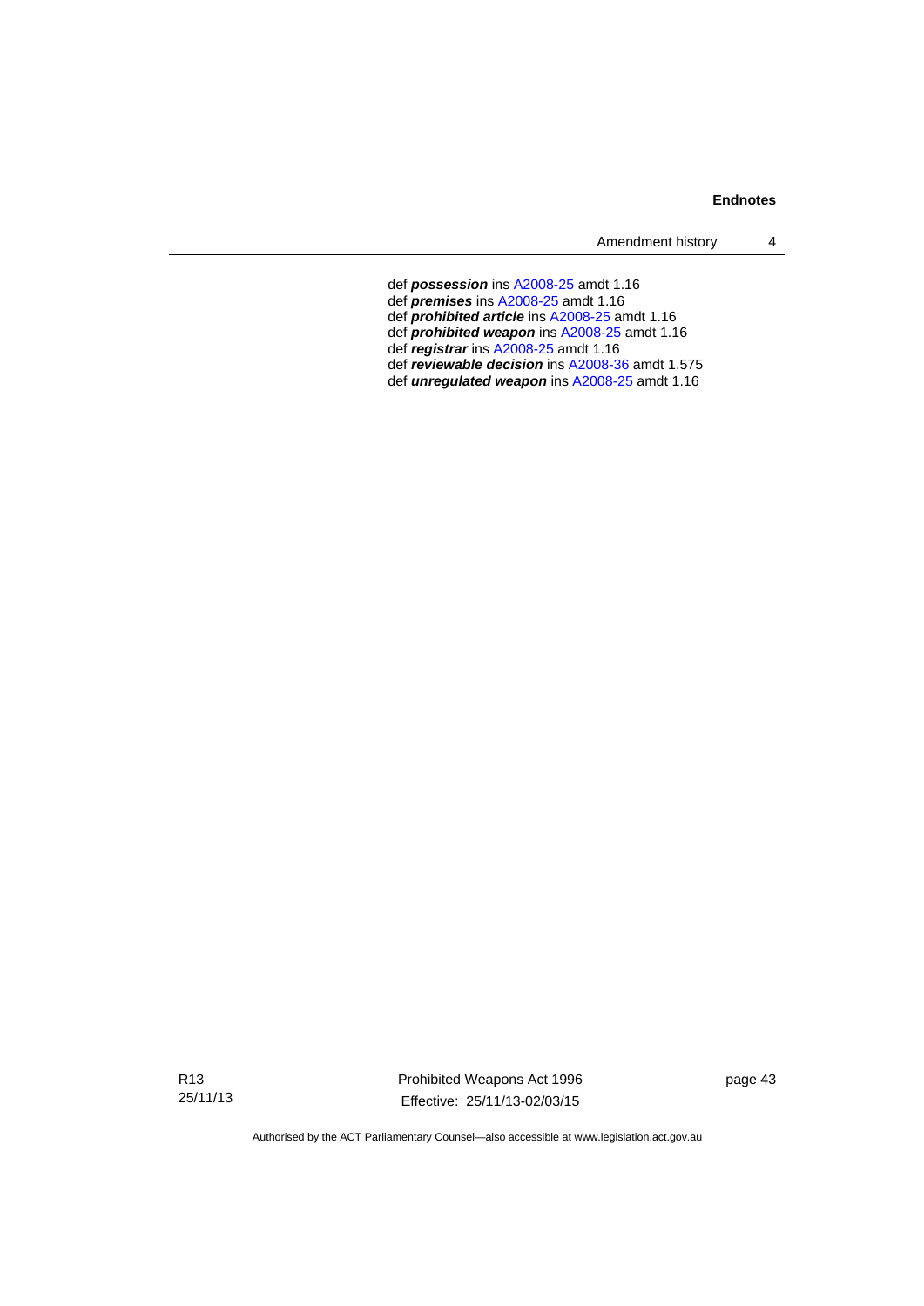def ***possession*** ins A2008-25 amdt 1.16
def ***premises*** ins A2008-25 amdt 1.16
def ***prohibited article*** ins A2008-25 amdt 1.16
def ***prohibited weapon*** ins A2008-25 amdt 1.16
def ***registrar*** ins A2008-25 amdt 1.16
def ***reviewable decision*** ins A2008-36 amdt 1.575
def ***unregulated weapon*** ins A2008-25 amdt 1.16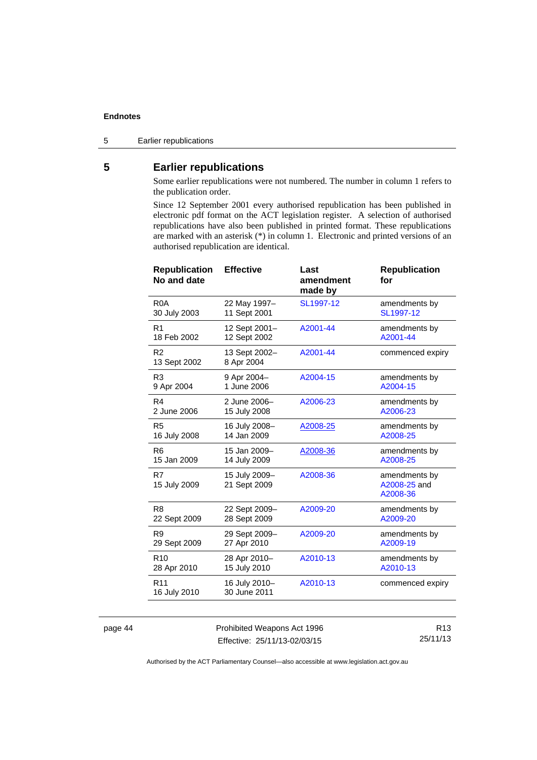## 5 Earlier republications

Some earlier republications were not numbered. The number in column 1 refers to the publication order.

Since 12 September 2001 every authorised republication has been published in electronic pdf format on the ACT legislation register. A selection of authorised republications have also been published in printed format. These republications are marked with an asterisk (*) in column 1. Electronic and printed versions of an authorised republication are identical.

| Republication No and date | Effective | Last amendment made by | Republication for |
|---|---|---|---|
| R0A<br>30 July 2003 | 22 May 1997–<br>11 Sept 2001 | SL1997-12 | amendments by SL1997-12 |
| R1<br>18 Feb 2002 | 12 Sept 2001–<br>12 Sept 2002 | A2001-44 | amendments by A2001-44 |
| R2<br>13 Sept 2002 | 13 Sept 2002–<br>8 Apr 2004 | A2001-44 | commenced expiry |
| R3<br>9 Apr 2004 | 9 Apr 2004–<br>1 June 2006 | A2004-15 | amendments by A2004-15 |
| R4<br>2 June 2006 | 2 June 2006–<br>15 July 2008 | A2006-23 | amendments by A2006-23 |
| R5<br>16 July 2008 | 16 July 2008–<br>14 Jan 2009 | A2008-25 | amendments by A2008-25 |
| R6<br>15 Jan 2009 | 15 Jan 2009–<br>14 July 2009 | A2008-36 | amendments by A2008-25 |
| R7<br>15 July 2009 | 15 July 2009–<br>21 Sept 2009 | A2008-36 | amendments by A2008-25 and A2008-36 |
| R8<br>22 Sept 2009 | 22 Sept 2009–<br>28 Sept 2009 | A2009-20 | amendments by A2009-20 |
| R9<br>29 Sept 2009 | 29 Sept 2009–<br>27 Apr 2010 | A2009-20 | amendments by A2009-19 |
| R10<br>28 Apr 2010 | 28 Apr 2010–<br>15 July 2010 | A2010-13 | amendments by A2010-13 |
| R11<br>16 July 2010 | 16 July 2010–<br>30 June 2011 | A2010-13 | commenced expiry |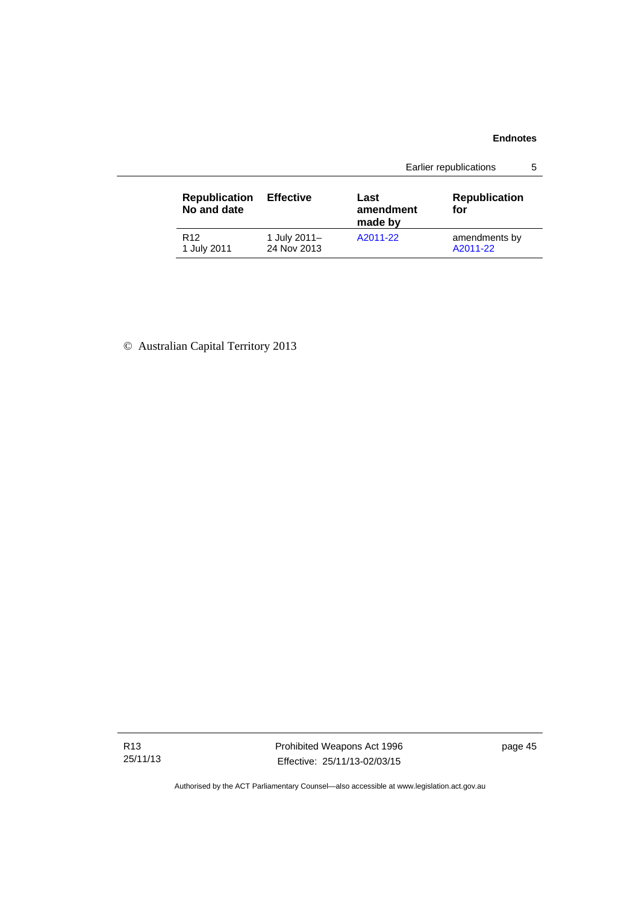| Republication No and date | Effective | Last amendment made by | Republication for |
|---|---|---|---|
| R12 1 July 2011 | 1 July 2011– 24 Nov 2013 | A2011-22 | amendments by A2011-22 |

© Australian Capital Territory 2013